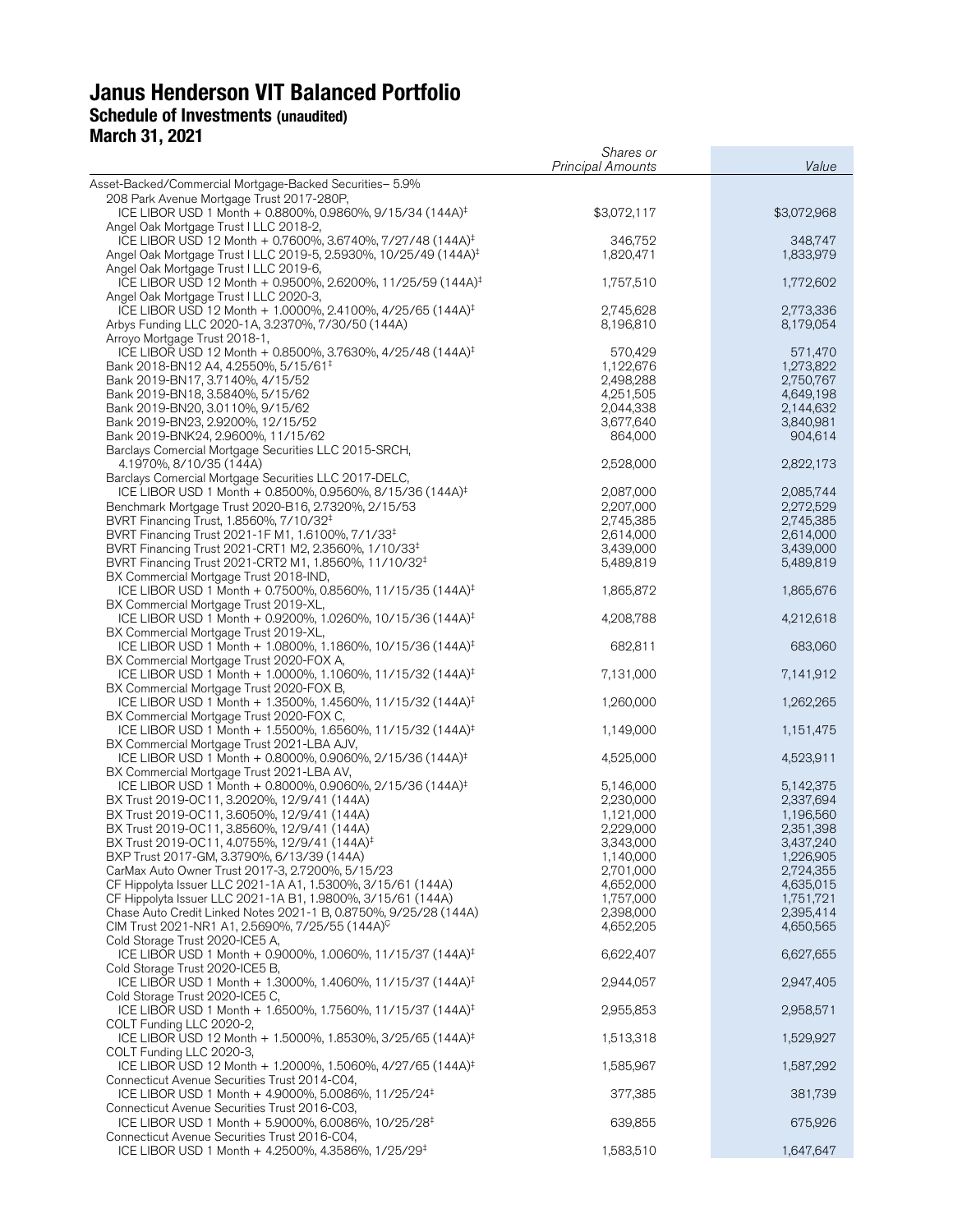# Janus Henderson VIT Balanced Portfolio

## Schedule of Investments (unaudited)

## March 31, 2021

| | Shares or Principal Amounts | Value |
|---|---|---|
| Asset-Backed/Commercial Mortgage-Backed Securities– 5.9% | | |
| 208 Park Avenue Mortgage Trust 2017-280P, ICE LIBOR USD 1 Month + 0.8800%, 0.9860%, 9/15/34 (144A)‡ | $3,072,117 | $3,072,968 |
| Angel Oak Mortgage Trust I LLC 2018-2, ICE LIBOR USD 12 Month + 0.7600%, 3.6740%, 7/27/48 (144A)‡ | 346,752 | 348,747 |
| Angel Oak Mortgage Trust I LLC 2019-5, 2.5930%, 10/25/49 (144A)‡ | 1,820,471 | 1,833,979 |
| Angel Oak Mortgage Trust I LLC 2019-6, ICE LIBOR USD 12 Month + 0.9500%, 2.6200%, 11/25/59 (144A)‡ | 1,757,510 | 1,772,602 |
| Angel Oak Mortgage Trust I LLC 2020-3, ICE LIBOR USD 12 Month + 1.0000%, 2.4100%, 4/25/65 (144A)‡ | 2,745,628 | 2,773,336 |
| Arbys Funding LLC 2020-1A, 3.2370%, 7/30/50 (144A) | 8,196,810 | 8,179,054 |
| Arroyo Mortgage Trust 2018-1, ICE LIBOR USD 12 Month + 0.8500%, 3.7630%, 4/25/48 (144A)‡ | 570,429 | 571,470 |
| Bank 2018-BN12 A4, 4.2550%, 5/15/61‡ | 1,122,676 | 1,273,822 |
| Bank 2019-BN17, 3.7140%, 4/15/52 | 2,498,288 | 2,750,767 |
| Bank 2019-BN18, 3.5840%, 5/15/62 | 4,251,505 | 4,649,198 |
| Bank 2019-BN20, 3.0110%, 9/15/62 | 2,044,338 | 2,144,632 |
| Bank 2019-BN23, 2.9200%, 12/15/52 | 3,677,640 | 3,840,981 |
| Bank 2019-BNK24, 2.9600%, 11/15/62 | 864,000 | 904,614 |
| Barclays Comercial Mortgage Securities LLC 2015-SRCH, 4.1970%, 8/10/35 (144A) | 2,528,000 | 2,822,173 |
| Barclays Comercial Mortgage Securities LLC 2017-DELC, ICE LIBOR USD 1 Month + 0.8500%, 0.9560%, 8/15/36 (144A)‡ | 2,087,000 | 2,085,744 |
| Benchmark Mortgage Trust 2020-B16, 2.7320%, 2/15/53 | 2,207,000 | 2,272,529 |
| BVRT Financing Trust, 1.8560%, 7/10/32‡ | 2,745,385 | 2,745,385 |
| BVRT Financing Trust 2021-1F M1, 1.6100%, 7/1/33‡ | 2,614,000 | 2,614,000 |
| BVRT Financing Trust 2021-CRT1 M2, 2.3560%, 1/10/33‡ | 3,439,000 | 3,439,000 |
| BVRT Financing Trust 2021-CRT2 M1, 1.8560%, 11/10/32‡ | 5,489,819 | 5,489,819 |
| BX Commercial Mortgage Trust 2018-IND, ICE LIBOR USD 1 Month + 0.7500%, 0.8560%, 11/15/35 (144A)‡ | 1,865,872 | 1,865,676 |
| BX Commercial Mortgage Trust 2019-XL, ICE LIBOR USD 1 Month + 0.9200%, 1.0260%, 10/15/36 (144A)‡ | 4,208,788 | 4,212,618 |
| BX Commercial Mortgage Trust 2019-XL, ICE LIBOR USD 1 Month + 1.0800%, 1.1860%, 10/15/36 (144A)‡ | 682,811 | 683,060 |
| BX Commercial Mortgage Trust 2020-FOX A, ICE LIBOR USD 1 Month + 1.0000%, 1.1060%, 11/15/32 (144A)‡ | 7,131,000 | 7,141,912 |
| BX Commercial Mortgage Trust 2020-FOX B, ICE LIBOR USD 1 Month + 1.3500%, 1.4560%, 11/15/32 (144A)‡ | 1,260,000 | 1,262,265 |
| BX Commercial Mortgage Trust 2020-FOX C, ICE LIBOR USD 1 Month + 1.5500%, 1.6560%, 11/15/32 (144A)‡ | 1,149,000 | 1,151,475 |
| BX Commercial Mortgage Trust 2021-LBA AJV, ICE LIBOR USD 1 Month + 0.8000%, 0.9060%, 2/15/36 (144A)‡ | 4,525,000 | 4,523,911 |
| BX Commercial Mortgage Trust 2021-LBA AV, ICE LIBOR USD 1 Month + 0.8000%, 0.9060%, 2/15/36 (144A)‡ | 5,146,000 | 5,142,375 |
| BX Trust 2019-OC11, 3.2020%, 12/9/41 (144A) | 2,230,000 | 2,337,694 |
| BX Trust 2019-OC11, 3.6050%, 12/9/41 (144A) | 1,121,000 | 1,196,560 |
| BX Trust 2019-OC11, 3.8560%, 12/9/41 (144A) | 2,229,000 | 2,351,398 |
| BX Trust 2019-OC11, 4.0755%, 12/9/41 (144A)‡ | 3,343,000 | 3,437,240 |
| BXP Trust 2017-GM, 3.3790%, 6/13/39 (144A) | 1,140,000 | 1,226,905 |
| CarMax Auto Owner Trust 2017-3, 2.7200%, 5/15/23 | 2,701,000 | 2,724,355 |
| CF Hippolyta Issuer LLC 2021-1A A1, 1.5300%, 3/15/61 (144A) | 4,652,000 | 4,635,015 |
| CF Hippolyta Issuer LLC 2021-1A B1, 1.9800%, 3/15/61 (144A) | 1,757,000 | 1,751,721 |
| Chase Auto Credit Linked Notes 2021-1 B, 0.8750%, 9/25/28 (144A) | 2,398,000 | 2,395,414 |
| CIM Trust 2021-NR1 A1, 2.5690%, 7/25/55 (144A)Ç | 4,652,205 | 4,650,565 |
| Cold Storage Trust 2020-ICE5 A, ICE LIBOR USD 1 Month + 0.9000%, 1.0060%, 11/15/37 (144A)‡ | 6,622,407 | 6,627,655 |
| Cold Storage Trust 2020-ICE5 B, ICE LIBOR USD 1 Month + 1.3000%, 1.4060%, 11/15/37 (144A)‡ | 2,944,057 | 2,947,405 |
| Cold Storage Trust 2020-ICE5 C, ICE LIBOR USD 1 Month + 1.6500%, 1.7560%, 11/15/37 (144A)‡ | 2,955,853 | 2,958,571 |
| COLT Funding LLC 2020-2, ICE LIBOR USD 12 Month + 1.5000%, 1.8530%, 3/25/65 (144A)‡ | 1,513,318 | 1,529,927 |
| COLT Funding LLC 2020-3, ICE LIBOR USD 12 Month + 1.2000%, 1.5060%, 4/27/65 (144A)‡ | 1,585,967 | 1,587,292 |
| Connecticut Avenue Securities Trust 2014-C04, ICE LIBOR USD 1 Month + 4.9000%, 5.0086%, 11/25/24‡ | 377,385 | 381,739 |
| Connecticut Avenue Securities Trust 2016-C03, ICE LIBOR USD 1 Month + 5.9000%, 6.0086%, 10/25/28‡ | 639,855 | 675,926 |
| Connecticut Avenue Securities Trust 2016-C04, ICE LIBOR USD 1 Month + 4.2500%, 4.3586%, 1/25/29‡ | 1,583,510 | 1,647,647 |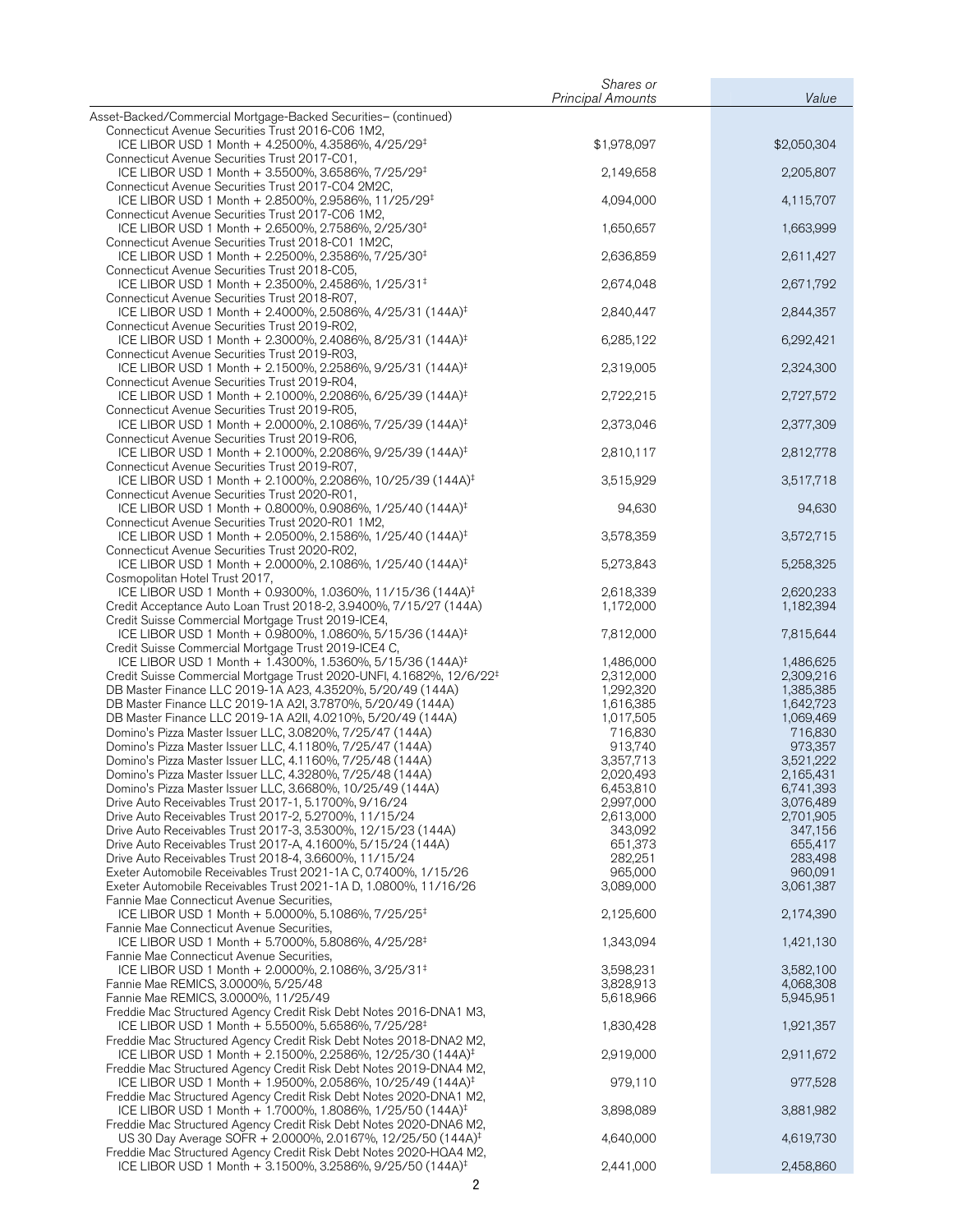| | Shares or Principal Amounts | Value |
|---|---|---|
| Asset-Backed/Commercial Mortgage-Backed Securities– (continued) | | |
| Connecticut Avenue Securities Trust 2016-C06 1M2, ICE LIBOR USD 1 Month + 4.2500%, 4.3586%, 4/25/29‡ | $1,978,097 | $2,050,304 |
| Connecticut Avenue Securities Trust 2017-C01, ICE LIBOR USD 1 Month + 3.5500%, 3.6586%, 7/25/29‡ | 2,149,658 | 2,205,807 |
| Connecticut Avenue Securities Trust 2017-C04 2M2C, ICE LIBOR USD 1 Month + 2.8500%, 2.9586%, 11/25/29‡ | 4,094,000 | 4,115,707 |
| Connecticut Avenue Securities Trust 2017-C06 1M2, ICE LIBOR USD 1 Month + 2.6500%, 2.7586%, 2/25/30‡ | 1,650,657 | 1,663,999 |
| Connecticut Avenue Securities Trust 2018-C01 1M2C, ICE LIBOR USD 1 Month + 2.2500%, 2.3586%, 7/25/30‡ | 2,636,859 | 2,611,427 |
| Connecticut Avenue Securities Trust 2018-C05, ICE LIBOR USD 1 Month + 2.3500%, 2.4586%, 1/25/31‡ | 2,674,048 | 2,671,792 |
| Connecticut Avenue Securities Trust 2018-R07, ICE LIBOR USD 1 Month + 2.4000%, 2.5086%, 4/25/31 (144A)‡ | 2,840,447 | 2,844,357 |
| Connecticut Avenue Securities Trust 2019-R02, ICE LIBOR USD 1 Month + 2.3000%, 2.4086%, 8/25/31 (144A)‡ | 6,285,122 | 6,292,421 |
| Connecticut Avenue Securities Trust 2019-R03, ICE LIBOR USD 1 Month + 2.1500%, 2.2586%, 9/25/31 (144A)‡ | 2,319,005 | 2,324,300 |
| Connecticut Avenue Securities Trust 2019-R04, ICE LIBOR USD 1 Month + 2.1000%, 2.2086%, 6/25/39 (144A)‡ | 2,722,215 | 2,727,572 |
| Connecticut Avenue Securities Trust 2019-R05, ICE LIBOR USD 1 Month + 2.0000%, 2.1086%, 7/25/39 (144A)‡ | 2,373,046 | 2,377,309 |
| Connecticut Avenue Securities Trust 2019-R06, ICE LIBOR USD 1 Month + 2.1000%, 2.2086%, 9/25/39 (144A)‡ | 2,810,117 | 2,812,778 |
| Connecticut Avenue Securities Trust 2019-R07, ICE LIBOR USD 1 Month + 2.1000%, 2.2086%, 10/25/39 (144A)‡ | 3,515,929 | 3,517,718 |
| Connecticut Avenue Securities Trust 2020-R01, ICE LIBOR USD 1 Month + 0.8000%, 0.9086%, 1/25/40 (144A)‡ | 94,630 | 94,630 |
| Connecticut Avenue Securities Trust 2020-R01 1M2, ICE LIBOR USD 1 Month + 2.0500%, 2.1586%, 1/25/40 (144A)‡ | 3,578,359 | 3,572,715 |
| Connecticut Avenue Securities Trust 2020-R02, ICE LIBOR USD 1 Month + 2.0000%, 2.1086%, 1/25/40 (144A)‡ | 5,273,843 | 5,258,325 |
| Cosmopolitan Hotel Trust 2017, ICE LIBOR USD 1 Month + 0.9300%, 1.0360%, 11/15/36 (144A)‡ | 2,618,339 | 2,620,233 |
| Credit Acceptance Auto Loan Trust 2018-2, 3.9400%, 7/15/27 (144A) | 1,172,000 | 1,182,394 |
| Credit Suisse Commercial Mortgage Trust 2019-ICE4, ICE LIBOR USD 1 Month + 0.9800%, 1.0860%, 5/15/36 (144A)‡ | 7,812,000 | 7,815,644 |
| Credit Suisse Commercial Mortgage Trust 2019-ICE4 C, ICE LIBOR USD 1 Month + 1.4300%, 1.5360%, 5/15/36 (144A)‡ | 1,486,000 | 1,486,625 |
| Credit Suisse Commercial Mortgage Trust 2020-UNFI, 4.1682%, 12/6/22‡ | 2,312,000 | 2,309,216 |
| DB Master Finance LLC 2019-1A A23, 4.3520%, 5/20/49 (144A) | 1,292,320 | 1,385,385 |
| DB Master Finance LLC 2019-1A A2I, 3.7870%, 5/20/49 (144A) | 1,616,385 | 1,642,723 |
| DB Master Finance LLC 2019-1A A2II, 4.0210%, 5/20/49 (144A) | 1,017,505 | 1,069,469 |
| Domino's Pizza Master Issuer LLC, 3.0820%, 7/25/47 (144A) | 716,830 | 716,830 |
| Domino's Pizza Master Issuer LLC, 4.1180%, 7/25/47 (144A) | 913,740 | 973,357 |
| Domino's Pizza Master Issuer LLC, 4.1160%, 7/25/48 (144A) | 3,357,713 | 3,521,222 |
| Domino's Pizza Master Issuer LLC, 4.3280%, 7/25/48 (144A) | 2,020,493 | 2,165,431 |
| Domino's Pizza Master Issuer LLC, 3.6680%, 10/25/49 (144A) | 6,453,810 | 6,741,393 |
| Drive Auto Receivables Trust 2017-1, 5.1700%, 9/16/24 | 2,997,000 | 3,076,489 |
| Drive Auto Receivables Trust 2017-2, 5.2700%, 11/15/24 | 2,613,000 | 2,701,905 |
| Drive Auto Receivables Trust 2017-3, 3.5300%, 12/15/23 (144A) | 343,092 | 347,156 |
| Drive Auto Receivables Trust 2017-A, 4.1600%, 5/15/24 (144A) | 651,373 | 655,417 |
| Drive Auto Receivables Trust 2018-4, 3.6600%, 11/15/24 | 282,251 | 283,498 |
| Exeter Automobile Receivables Trust 2021-1A C, 0.7400%, 1/15/26 | 965,000 | 960,091 |
| Exeter Automobile Receivables Trust 2021-1A D, 1.0800%, 11/16/26 | 3,089,000 | 3,061,387 |
| Fannie Mae Connecticut Avenue Securities, ICE LIBOR USD 1 Month + 5.0000%, 5.1086%, 7/25/25‡ | 2,125,600 | 2,174,390 |
| Fannie Mae Connecticut Avenue Securities, ICE LIBOR USD 1 Month + 5.7000%, 5.8086%, 4/25/28‡ | 1,343,094 | 1,421,130 |
| Fannie Mae Connecticut Avenue Securities, ICE LIBOR USD 1 Month + 2.0000%, 2.1086%, 3/25/31‡ | 3,598,231 | 3,582,100 |
| Fannie Mae REMICS, 3.0000%, 5/25/48 | 3,828,913 | 4,068,308 |
| Fannie Mae REMICS, 3.0000%, 11/25/49 | 5,618,966 | 5,945,951 |
| Freddie Mac Structured Agency Credit Risk Debt Notes 2016-DNA1 M3, ICE LIBOR USD 1 Month + 5.5500%, 5.6586%, 7/25/28‡ | 1,830,428 | 1,921,357 |
| Freddie Mac Structured Agency Credit Risk Debt Notes 2018-DNA2 M2, ICE LIBOR USD 1 Month + 2.1500%, 2.2586%, 12/25/30 (144A)‡ | 2,919,000 | 2,911,672 |
| Freddie Mac Structured Agency Credit Risk Debt Notes 2019-DNA4 M2, ICE LIBOR USD 1 Month + 1.9500%, 2.0586%, 10/25/49 (144A)‡ | 979,110 | 977,528 |
| Freddie Mac Structured Agency Credit Risk Debt Notes 2020-DNA1 M2, ICE LIBOR USD 1 Month + 1.7000%, 1.8086%, 1/25/50 (144A)‡ | 3,898,089 | 3,881,982 |
| Freddie Mac Structured Agency Credit Risk Debt Notes 2020-DNA6 M2, US 30 Day Average SOFR + 2.0000%, 2.0167%, 12/25/50 (144A)‡ | 4,640,000 | 4,619,730 |
| Freddie Mac Structured Agency Credit Risk Debt Notes 2020-HQA4 M2, ICE LIBOR USD 1 Month + 3.1500%, 3.2586%, 9/25/50 (144A)‡ | 2,441,000 | 2,458,860 |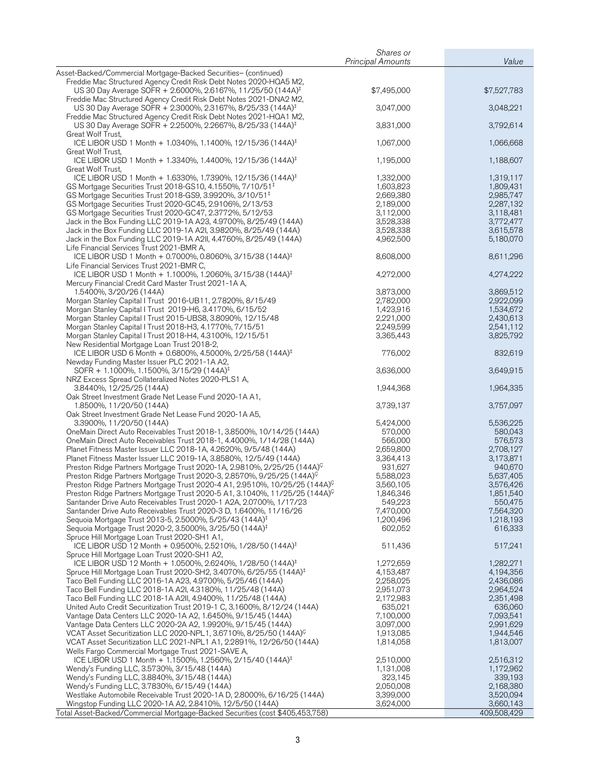| | Shares or Principal Amounts | Value |
|---|---|---|
| Asset-Backed/Commercial Mortgage-Backed Securities– (continued) | | |
| Freddie Mac Structured Agency Credit Risk Debt Notes 2020-HQA5 M2, US 30 Day Average SOFR + 2.6000%, 2.6167%, 11/25/50 (144A)‡ | $7,495,000 | $7,527,783 |
| Freddie Mac Structured Agency Credit Risk Debt Notes 2021-DNA2 M2, US 30 Day Average SOFR + 2.3000%, 2.3167%, 8/25/33 (144A)‡ | 3,047,000 | 3,048,221 |
| Freddie Mac Structured Agency Credit Risk Debt Notes 2021-HQA1 M2, US 30 Day Average SOFR + 2.2500%, 2.2667%, 8/25/33 (144A)‡ | 3,831,000 | 3,792,614 |
| Great Wolf Trust, ICE LIBOR USD 1 Month + 1.0340%, 1.1400%, 12/15/36 (144A)‡ | 1,067,000 | 1,066,668 |
| Great Wolf Trust, ICE LIBOR USD 1 Month + 1.3340%, 1.4400%, 12/15/36 (144A)‡ | 1,195,000 | 1,188,607 |
| Great Wolf Trust, ICE LIBOR USD 1 Month + 1.6330%, 1.7390%, 12/15/36 (144A)‡ | 1,332,000 | 1,319,117 |
| GS Mortgage Securities Trust 2018-GS10, 4.1550%, 7/10/51‡ | 1,603,823 | 1,809,431 |
| GS Mortgage Securities Trust 2018-GS9, 3.9920%, 3/10/51‡ | 2,669,380 | 2,985,747 |
| GS Mortgage Securities Trust 2020-GC45, 2.9106%, 2/13/53 | 2,189,000 | 2,287,132 |
| GS Mortgage Securities Trust 2020-GC47, 2.3772%, 5/12/53 | 3,112,000 | 3,118,481 |
| Jack in the Box Funding LLC 2019-1A A23, 4.9700%, 8/25/49 (144A) | 3,528,338 | 3,772,477 |
| Jack in the Box Funding LLC 2019-1A A2I, 3.9820%, 8/25/49 (144A) | 3,528,338 | 3,615,578 |
| Jack in the Box Funding LLC 2019-1A A2II, 4.4760%, 8/25/49 (144A) | 4,962,500 | 5,180,070 |
| Life Financial Services Trust 2021-BMR A, ICE LIBOR USD 1 Month + 0.7000%, 0.8060%, 3/15/38 (144A)‡ | 8,608,000 | 8,611,296 |
| Life Financial Services Trust 2021-BMR C, ICE LIBOR USD 1 Month + 1.1000%, 1.2060%, 3/15/38 (144A)‡ | 4,272,000 | 4,274,222 |
| Mercury Financial Credit Card Master Trust 2021-1A A, 1.5400%, 3/20/26 (144A) | 3,873,000 | 3,869,512 |
| Morgan Stanley Capital I Trust 2016-UB11, 2.7820%, 8/15/49 | 2,782,000 | 2,922,099 |
| Morgan Stanley Capital I Trust 2019-H6, 3.4170%, 6/15/52 | 1,423,916 | 1,534,672 |
| Morgan Stanley Capital I Trust 2015-UBS8, 3.8090%, 12/15/48 | 2,221,000 | 2,430,613 |
| Morgan Stanley Capital I Trust 2018-H3, 4.1770%, 7/15/51 | 2,249,599 | 2,541,112 |
| Morgan Stanley Capital I Trust 2018-H4, 4.3100%, 12/15/51 | 3,365,443 | 3,825,792 |
| New Residential Mortgage Loan Trust 2018-2, ICE LIBOR USD 6 Month + 0.6800%, 4.5000%, 2/25/58 (144A)‡ | 776,002 | 832,619 |
| Newday Funding Master Issuer PLC 2021-1A A2, SOFR + 1.1000%, 1.1500%, 3/15/29 (144A)‡ | 3,636,000 | 3,649,915 |
| NRZ Excess Spread Collateralized Notes 2020-PLS1 A, 3.8440%, 12/25/25 (144A) | 1,944,368 | 1,964,335 |
| Oak Street Investment Grade Net Lease Fund 2020-1A A1, 1.8500%, 11/20/50 (144A) | 3,739,137 | 3,757,097 |
| Oak Street Investment Grade Net Lease Fund 2020-1A A5, 3.3900%, 11/20/50 (144A) | 5,424,000 | 5,536,225 |
| OneMain Direct Auto Receivables Trust 2018-1, 3.8500%, 10/14/25 (144A) | 570,000 | 580,043 |
| OneMain Direct Auto Receivables Trust 2018-1, 4.4000%, 1/14/28 (144A) | 566,000 | 576,573 |
| Planet Fitness Master Issuer LLC 2018-1A, 4.2620%, 9/5/48 (144A) | 2,659,800 | 2,708,127 |
| Planet Fitness Master Issuer LLC 2019-1A, 3.8580%, 12/5/49 (144A) | 3,364,413 | 3,173,871 |
| Preston Ridge Partners Mortgage Trust 2020-1A, 2.9810%, 2/25/25 (144A)Ç | 931,627 | 940,670 |
| Preston Ridge Partners Mortgage Trust 2020-3, 2.8570%, 9/25/25 (144A)Ç | 5,588,023 | 5,637,405 |
| Preston Ridge Partners Mortgage Trust 2020-4 A1, 2.9510%, 10/25/25 (144A)Ç | 3,560,105 | 3,576,426 |
| Preston Ridge Partners Mortgage Trust 2020-5 A1, 3.1040%, 11/25/25 (144A)Ç | 1,846,346 | 1,851,540 |
| Santander Drive Auto Receivables Trust 2020-1 A2A, 2.0700%, 1/17/23 | 549,223 | 550,475 |
| Santander Drive Auto Receivables Trust 2020-3 D, 1.6400%, 11/16/26 | 7,470,000 | 7,564,320 |
| Sequoia Mortgage Trust 2013-5, 2.5000%, 5/25/43 (144A)‡ | 1,200,496 | 1,218,193 |
| Sequoia Mortgage Trust 2020-2, 3.5000%, 3/25/50 (144A)‡ | 602,052 | 616,333 |
| Spruce Hill Mortgage Loan Trust 2020-SH1 A1, ICE LIBOR USD 12 Month + 0.9500%, 2.5210%, 1/28/50 (144A)‡ | 511,436 | 517,241 |
| Spruce Hill Mortgage Loan Trust 2020-SH1 A2, ICE LIBOR USD 12 Month + 1.0500%, 2.6240%, 1/28/50 (144A)‡ | 1,272,659 | 1,282,271 |
| Spruce Hill Mortgage Loan Trust 2020-SH2, 3.4070%, 6/25/55 (144A)‡ | 4,153,487 | 4,194,356 |
| Taco Bell Funding LLC 2016-1A A23, 4.9700%, 5/25/46 (144A) | 2,258,025 | 2,436,086 |
| Taco Bell Funding LLC 2018-1A A2I, 4.3180%, 11/25/48 (144A) | 2,951,073 | 2,964,524 |
| Taco Bell Funding LLC 2018-1A A2II, 4.9400%, 11/25/48 (144A) | 2,172,983 | 2,351,498 |
| United Auto Credit Securitization Trust 2019-1 C, 3.1600%, 8/12/24 (144A) | 635,021 | 636,060 |
| Vantage Data Centers LLC 2020-1A A2, 1.6450%, 9/15/45 (144A) | 7,100,000 | 7,093,541 |
| Vantage Data Centers LLC 2020-2A A2, 1.9920%, 9/15/45 (144A) | 3,097,000 | 2,991,629 |
| VCAT Asset Securitization LLC 2020-NPL1, 3.6710%, 8/25/50 (144A)Ç | 1,913,085 | 1,944,546 |
| VCAT Asset Securitization LLC 2021-NPL1 A1, 2.2891%, 12/26/50 (144A) | 1,814,058 | 1,813,007 |
| Wells Fargo Commercial Mortgage Trust 2021-SAVE A, ICE LIBOR USD 1 Month + 1.1500%, 1.2560%, 2/15/40 (144A)‡ | 2,510,000 | 2,516,312 |
| Wendy's Funding LLC, 3.5730%, 3/15/48 (144A) | 1,131,008 | 1,172,962 |
| Wendy's Funding LLC, 3.8840%, 3/15/48 (144A) | 323,145 | 339,193 |
| Wendy's Funding LLC, 3.7830%, 6/15/49 (144A) | 2,050,008 | 2,168,380 |
| Westlake Automobile Receivable Trust 2020-1A D, 2.8000%, 6/16/25 (144A) | 3,399,000 | 3,520,094 |
| Wingstop Funding LLC 2020-1A A2, 2.8410%, 12/5/50 (144A) | 3,624,000 | 3,660,143 |
| Total Asset-Backed/Commercial Mortgage-Backed Securities (cost $405,453,758) | | 409,508,429 |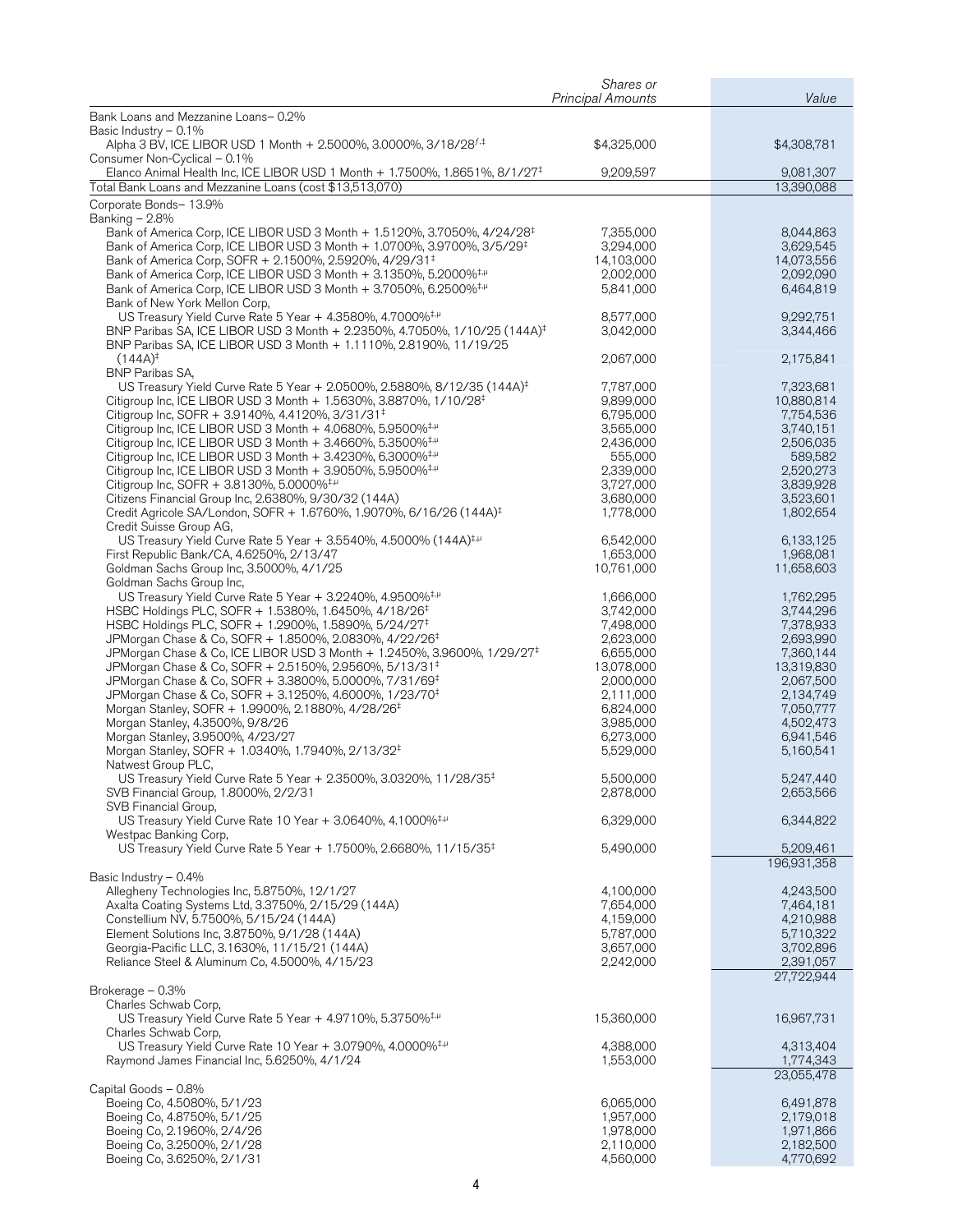| | Shares or Principal Amounts | Value |
|---|---|---|
| Bank Loans and Mezzanine Loans– 0.2% | | |
| Basic Industry – 0.1% | | |
| Alpha 3 BV, ICE LIBOR USD 1 Month + 2.5000%, 3.0000%, 3/18/28[ƒ,‡] | $4,325,000 | $4,308,781 |
| Consumer Non-Cyclical – 0.1% | | |
| Elanco Animal Health Inc, ICE LIBOR USD 1 Month + 1.7500%, 1.8651%, 8/1/27[‡] | 9,209,597 | 9,081,307 |
| Total Bank Loans and Mezzanine Loans (cost $13,513,070) | | 13,390,088 |
| Corporate Bonds– 13.9% | | |
| Banking – 2.8% | | |
| Bank of America Corp, ICE LIBOR USD 3 Month + 1.5120%, 3.7050%, 4/24/28[‡] | 7,355,000 | 8,044,863 |
| Bank of America Corp, ICE LIBOR USD 3 Month + 1.0700%, 3.9700%, 3/5/29[‡] | 3,294,000 | 3,629,545 |
| Bank of America Corp, SOFR + 2.1500%, 2.5920%, 4/29/31[‡] | 14,103,000 | 14,073,556 |
| Bank of America Corp, ICE LIBOR USD 3 Month + 3.1350%, 5.2000%[‡,µ] | 2,002,000 | 2,092,090 |
| Bank of America Corp, ICE LIBOR USD 3 Month + 3.7050%, 6.2500%[‡,µ] | 5,841,000 | 6,464,819 |
| Bank of New York Mellon Corp, US Treasury Yield Curve Rate 5 Year + 4.3580%, 4.7000%[‡,µ] | 8,577,000 | 9,292,751 |
| BNP Paribas SA, ICE LIBOR USD 3 Month + 2.2350%, 4.7050%, 1/10/25 (144A)[‡] | 3,042,000 | 3,344,466 |
| BNP Paribas SA, ICE LIBOR USD 3 Month + 1.1110%, 2.8190%, 11/19/25 (144A)[‡] | 2,067,000 | 2,175,841 |
| BNP Paribas SA, US Treasury Yield Curve Rate 5 Year + 2.0500%, 2.5880%, 8/12/35 (144A)[‡] | 7,787,000 | 7,323,681 |
| Citigroup Inc, ICE LIBOR USD 3 Month + 1.5630%, 3.8870%, 1/10/28[‡] | 9,899,000 | 10,880,814 |
| Citigroup Inc, SOFR + 3.9140%, 4.4120%, 3/31/31[‡] | 6,795,000 | 7,754,536 |
| Citigroup Inc, ICE LIBOR USD 3 Month + 4.0680%, 5.9500%[‡,µ] | 3,565,000 | 3,740,151 |
| Citigroup Inc, ICE LIBOR USD 3 Month + 3.4660%, 5.3500%[‡,µ] | 2,436,000 | 2,506,035 |
| Citigroup Inc, ICE LIBOR USD 3 Month + 3.4230%, 6.3000%[‡,µ] | 555,000 | 589,582 |
| Citigroup Inc, ICE LIBOR USD 3 Month + 3.9050%, 5.9500%[‡,µ] | 2,339,000 | 2,520,273 |
| Citigroup Inc, SOFR + 3.8130%, 5.0000%[‡,µ] | 3,727,000 | 3,839,928 |
| Citizens Financial Group Inc, 2.6380%, 9/30/32 (144A) | 3,680,000 | 3,523,601 |
| Credit Agricole SA/London, SOFR + 1.6760%, 1.9070%, 6/16/26 (144A)[‡] | 1,778,000 | 1,802,654 |
| Credit Suisse Group AG, US Treasury Yield Curve Rate 5 Year + 3.5540%, 4.5000% (144A)[‡,µ] | 6,542,000 | 6,133,125 |
| First Republic Bank/CA, 4.6250%, 2/13/47 | 1,653,000 | 1,968,081 |
| Goldman Sachs Group Inc, 3.5000%, 4/1/25 | 10,761,000 | 11,658,603 |
| Goldman Sachs Group Inc, US Treasury Yield Curve Rate 5 Year + 3.2240%, 4.9500%[‡,µ] | 1,666,000 | 1,762,295 |
| HSBC Holdings PLC, SOFR + 1.5380%, 1.6450%, 4/18/26[‡] | 3,742,000 | 3,744,296 |
| HSBC Holdings PLC, SOFR + 1.2900%, 1.5890%, 5/24/27[‡] | 7,498,000 | 7,378,933 |
| JPMorgan Chase & Co, SOFR + 1.8500%, 2.0830%, 4/22/26[‡] | 2,623,000 | 2,693,990 |
| JPMorgan Chase & Co, ICE LIBOR USD 3 Month + 1.2450%, 3.9600%, 1/29/27[‡] | 6,655,000 | 7,360,144 |
| JPMorgan Chase & Co, SOFR + 2.5150%, 2.9560%, 5/13/31[‡] | 13,078,000 | 13,319,830 |
| JPMorgan Chase & Co, SOFR + 3.3800%, 5.0000%, 7/31/69[‡] | 2,000,000 | 2,067,500 |
| JPMorgan Chase & Co, SOFR + 3.1250%, 4.6000%, 1/23/70[‡] | 2,111,000 | 2,134,749 |
| Morgan Stanley, SOFR + 1.9900%, 2.1880%, 4/28/26[‡] | 6,824,000 | 7,050,777 |
| Morgan Stanley, 4.3500%, 9/8/26 | 3,985,000 | 4,502,473 |
| Morgan Stanley, 3.9500%, 4/23/27 | 6,273,000 | 6,941,546 |
| Morgan Stanley, SOFR + 1.0340%, 1.7940%, 2/13/32[‡] | 5,529,000 | 5,160,541 |
| Natwest Group PLC, US Treasury Yield Curve Rate 5 Year + 2.3500%, 3.0320%, 11/28/35[‡] | 5,500,000 | 5,247,440 |
| SVB Financial Group, 1.8000%, 2/2/31 | 2,878,000 | 2,653,566 |
| SVB Financial Group, US Treasury Yield Curve Rate 10 Year + 3.0640%, 4.1000%[‡,µ] | 6,329,000 | 6,344,822 |
| Westpac Banking Corp, US Treasury Yield Curve Rate 5 Year + 1.7500%, 2.6680%, 11/15/35[‡] | 5,490,000 | 5,209,461 |
| | | 196,931,358 |
| Basic Industry – 0.4% | | |
| Allegheny Technologies Inc, 5.8750%, 12/1/27 | 4,100,000 | 4,243,500 |
| Axalta Coating Systems Ltd, 3.3750%, 2/15/29 (144A) | 7,654,000 | 7,464,181 |
| Constellium NV, 5.7500%, 5/15/24 (144A) | 4,159,000 | 4,210,988 |
| Element Solutions Inc, 3.8750%, 9/1/28 (144A) | 5,787,000 | 5,710,322 |
| Georgia-Pacific LLC, 3.1630%, 11/15/21 (144A) | 3,657,000 | 3,702,896 |
| Reliance Steel & Aluminum Co, 4.5000%, 4/15/23 | 2,242,000 | 2,391,057 |
| | | 27,722,944 |
| Brokerage – 0.3% | | |
| Charles Schwab Corp, US Treasury Yield Curve Rate 5 Year + 4.9710%, 5.3750%[‡,µ] | 15,360,000 | 16,967,731 |
| Charles Schwab Corp, US Treasury Yield Curve Rate 10 Year + 3.0790%, 4.0000%[‡,µ] | 4,388,000 | 4,313,404 |
| Raymond James Financial Inc, 5.6250%, 4/1/24 | 1,553,000 | 1,774,343 |
| | | 23,055,478 |
| Capital Goods – 0.8% | | |
| Boeing Co, 4.5080%, 5/1/23 | 6,065,000 | 6,491,878 |
| Boeing Co, 4.8750%, 5/1/25 | 1,957,000 | 2,179,018 |
| Boeing Co, 2.1960%, 2/4/26 | 1,978,000 | 1,971,866 |
| Boeing Co, 3.2500%, 2/1/28 | 2,110,000 | 2,182,500 |
| Boeing Co, 3.6250%, 2/1/31 | 4,560,000 | 4,770,692 |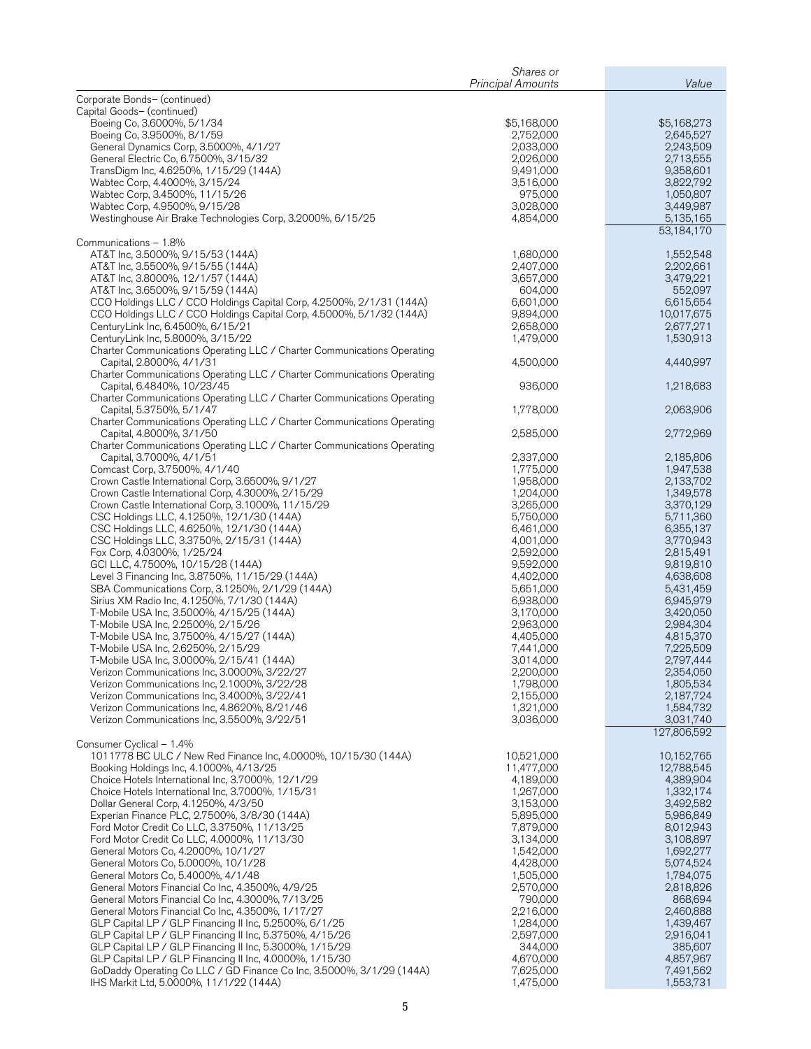| | Shares or Principal Amounts | Value |
|---|---|---|
| Corporate Bonds– (continued) | | |
| Capital Goods– (continued) | | |
| Boeing Co, 3.6000%, 5/1/34 | $5,168,000 | $5,168,273 |
| Boeing Co, 3.9500%, 8/1/59 | 2,752,000 | 2,645,527 |
| General Dynamics Corp, 3.5000%, 4/1/27 | 2,033,000 | 2,243,509 |
| General Electric Co, 6.7500%, 3/15/32 | 2,026,000 | 2,713,555 |
| TransDigm Inc, 4.6250%, 1/15/29 (144A) | 9,491,000 | 9,358,601 |
| Wabtec Corp, 4.4000%, 3/15/24 | 3,516,000 | 3,822,792 |
| Wabtec Corp, 3.4500%, 11/15/26 | 975,000 | 1,050,807 |
| Wabtec Corp, 4.9500%, 9/15/28 | 3,028,000 | 3,449,987 |
| Westinghouse Air Brake Technologies Corp, 3.2000%, 6/15/25 | 4,854,000 | 5,135,165 |
| | | 53,184,170 |
| Communications – 1.8% | | |
| AT&T Inc, 3.5000%, 9/15/53 (144A) | 1,680,000 | 1,552,548 |
| AT&T Inc, 3.5500%, 9/15/55 (144A) | 2,407,000 | 2,202,661 |
| AT&T Inc, 3.8000%, 12/1/57 (144A) | 3,657,000 | 3,479,221 |
| AT&T Inc, 3.6500%, 9/15/59 (144A) | 604,000 | 552,097 |
| CCO Holdings LLC / CCO Holdings Capital Corp, 4.2500%, 2/1/31 (144A) | 6,601,000 | 6,615,654 |
| CCO Holdings LLC / CCO Holdings Capital Corp, 4.5000%, 5/1/32 (144A) | 9,894,000 | 10,017,675 |
| CenturyLink Inc, 6.4500%, 6/15/21 | 2,658,000 | 2,677,271 |
| CenturyLink Inc, 5.8000%, 3/15/22 | 1,479,000 | 1,530,913 |
| Charter Communications Operating LLC / Charter Communications Operating Capital, 2.8000%, 4/1/31 | 4,500,000 | 4,440,997 |
| Charter Communications Operating LLC / Charter Communications Operating Capital, 6.4840%, 10/23/45 | 936,000 | 1,218,683 |
| Charter Communications Operating LLC / Charter Communications Operating Capital, 5.3750%, 5/1/47 | 1,778,000 | 2,063,906 |
| Charter Communications Operating LLC / Charter Communications Operating Capital, 4.8000%, 3/1/50 | 2,585,000 | 2,772,969 |
| Charter Communications Operating LLC / Charter Communications Operating Capital, 3.7000%, 4/1/51 | 2,337,000 | 2,185,806 |
| Comcast Corp, 3.7500%, 4/1/40 | 1,775,000 | 1,947,538 |
| Crown Castle International Corp, 3.6500%, 9/1/27 | 1,958,000 | 2,133,702 |
| Crown Castle International Corp, 4.3000%, 2/15/29 | 1,204,000 | 1,349,578 |
| Crown Castle International Corp, 3.1000%, 11/15/29 | 3,265,000 | 3,370,129 |
| CSC Holdings LLC, 4.1250%, 12/1/30 (144A) | 5,750,000 | 5,711,360 |
| CSC Holdings LLC, 4.6250%, 12/1/30 (144A) | 6,461,000 | 6,355,137 |
| CSC Holdings LLC, 3.3750%, 2/15/31 (144A) | 4,001,000 | 3,770,943 |
| Fox Corp, 4.0300%, 1/25/24 | 2,592,000 | 2,815,491 |
| GCI LLC, 4.7500%, 10/15/28 (144A) | 9,592,000 | 9,819,810 |
| Level 3 Financing Inc, 3.8750%, 11/15/29 (144A) | 4,402,000 | 4,638,608 |
| SBA Communications Corp, 3.1250%, 2/1/29 (144A) | 5,651,000 | 5,431,459 |
| Sirius XM Radio Inc, 4.1250%, 7/1/30 (144A) | 6,938,000 | 6,945,979 |
| T-Mobile USA Inc, 3.5000%, 4/15/25 (144A) | 3,170,000 | 3,420,050 |
| T-Mobile USA Inc, 2.2500%, 2/15/26 | 2,963,000 | 2,984,304 |
| T-Mobile USA Inc, 3.7500%, 4/15/27 (144A) | 4,405,000 | 4,815,370 |
| T-Mobile USA Inc, 2.6250%, 2/15/29 | 7,441,000 | 7,225,509 |
| T-Mobile USA Inc, 3.0000%, 2/15/41 (144A) | 3,014,000 | 2,797,444 |
| Verizon Communications Inc, 3.0000%, 3/22/27 | 2,200,000 | 2,354,050 |
| Verizon Communications Inc, 2.1000%, 3/22/28 | 1,798,000 | 1,805,534 |
| Verizon Communications Inc, 3.4000%, 3/22/41 | 2,155,000 | 2,187,724 |
| Verizon Communications Inc, 4.8620%, 8/21/46 | 1,321,000 | 1,584,732 |
| Verizon Communications Inc, 3.5500%, 3/22/51 | 3,036,000 | 3,031,740 |
| | | 127,806,592 |
| Consumer Cyclical – 1.4% | | |
| 1011778 BC ULC / New Red Finance Inc, 4.0000%, 10/15/30 (144A) | 10,521,000 | 10,152,765 |
| Booking Holdings Inc, 4.1000%, 4/13/25 | 11,477,000 | 12,788,545 |
| Choice Hotels International Inc, 3.7000%, 12/1/29 | 4,189,000 | 4,389,904 |
| Choice Hotels International Inc, 3.7000%, 1/15/31 | 1,267,000 | 1,332,174 |
| Dollar General Corp, 4.1250%, 4/3/50 | 3,153,000 | 3,492,582 |
| Experian Finance PLC, 2.7500%, 3/8/30 (144A) | 5,895,000 | 5,986,849 |
| Ford Motor Credit Co LLC, 3.3750%, 11/13/25 | 7,879,000 | 8,012,943 |
| Ford Motor Credit Co LLC, 4.0000%, 11/13/30 | 3,134,000 | 3,108,897 |
| General Motors Co, 4.2000%, 10/1/27 | 1,542,000 | 1,692,277 |
| General Motors Co, 5.0000%, 10/1/28 | 4,428,000 | 5,074,524 |
| General Motors Co, 5.4000%, 4/1/48 | 1,505,000 | 1,784,075 |
| General Motors Financial Co Inc, 4.3500%, 4/9/25 | 2,570,000 | 2,818,826 |
| General Motors Financial Co Inc, 4.3000%, 7/13/25 | 790,000 | 868,694 |
| General Motors Financial Co Inc, 4.3500%, 1/17/27 | 2,216,000 | 2,460,888 |
| GLP Capital LP / GLP Financing II Inc, 5.2500%, 6/1/25 | 1,284,000 | 1,439,467 |
| GLP Capital LP / GLP Financing II Inc, 5.3750%, 4/15/26 | 2,597,000 | 2,916,041 |
| GLP Capital LP / GLP Financing II Inc, 5.3000%, 1/15/29 | 344,000 | 385,607 |
| GLP Capital LP / GLP Financing II Inc, 4.0000%, 1/15/30 | 4,670,000 | 4,857,967 |
| GoDaddy Operating Co LLC / GD Finance Co Inc, 3.5000%, 3/1/29 (144A) | 7,625,000 | 7,491,562 |
| IHS Markit Ltd, 5.0000%, 11/1/22 (144A) | 1,475,000 | 1,553,731 |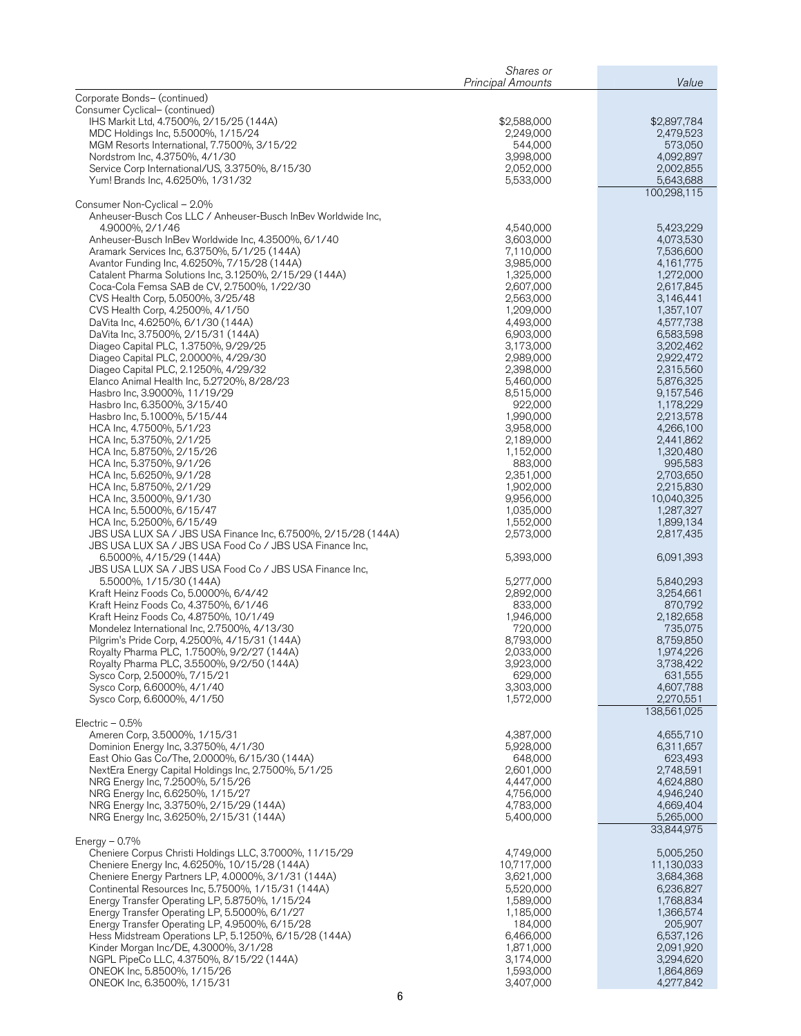| | Shares or Principal Amounts | Value |
|---|---|---|
| Corporate Bonds– (continued) | | |
| Consumer Cyclical– (continued) | | |
| IHS Markit Ltd, 4.7500%, 2/15/25 (144A) | $2,588,000 | $2,897,784 |
| MDC Holdings Inc, 5.5000%, 1/15/24 | 2,249,000 | 2,479,523 |
| MGM Resorts International, 7.7500%, 3/15/22 | 544,000 | 573,050 |
| Nordstrom Inc, 4.3750%, 4/1/30 | 3,998,000 | 4,092,897 |
| Service Corp International/US, 3.3750%, 8/15/30 | 2,052,000 | 2,002,855 |
| Yum! Brands Inc, 4.6250%, 1/31/32 | 5,533,000 | 5,643,688 |
| | | 100,298,115 |
| Consumer Non-Cyclical – 2.0% | | |
| Anheuser-Busch Cos LLC / Anheuser-Busch InBev Worldwide Inc, 4.9000%, 2/1/46 | 4,540,000 | 5,423,229 |
| Anheuser-Busch InBev Worldwide Inc, 4.3500%, 6/1/40 | 3,603,000 | 4,073,530 |
| Aramark Services Inc, 6.3750%, 5/1/25 (144A) | 7,110,000 | 7,536,600 |
| Avantor Funding Inc, 4.6250%, 7/15/28 (144A) | 3,985,000 | 4,161,775 |
| Catalent Pharma Solutions Inc, 3.1250%, 2/15/29 (144A) | 1,325,000 | 1,272,000 |
| Coca-Cola Femsa SAB de CV, 2.7500%, 1/22/30 | 2,607,000 | 2,617,845 |
| CVS Health Corp, 5.0500%, 3/25/48 | 2,563,000 | 3,146,441 |
| CVS Health Corp, 4.2500%, 4/1/50 | 1,209,000 | 1,357,107 |
| DaVita Inc, 4.6250%, 6/1/30 (144A) | 4,493,000 | 4,577,738 |
| DaVita Inc, 3.7500%, 2/15/31 (144A) | 6,903,000 | 6,583,598 |
| Diageo Capital PLC, 1.3750%, 9/29/25 | 3,173,000 | 3,202,462 |
| Diageo Capital PLC, 2.0000%, 4/29/30 | 2,989,000 | 2,922,472 |
| Diageo Capital PLC, 2.1250%, 4/29/32 | 2,398,000 | 2,315,560 |
| Elanco Animal Health Inc, 5.2720%, 8/28/23 | 5,460,000 | 5,876,325 |
| Hasbro Inc, 3.9000%, 11/19/29 | 8,515,000 | 9,157,546 |
| Hasbro Inc, 6.3500%, 3/15/40 | 922,000 | 1,178,229 |
| Hasbro Inc, 5.1000%, 5/15/44 | 1,990,000 | 2,213,578 |
| HCA Inc, 4.7500%, 5/1/23 | 3,958,000 | 4,266,100 |
| HCA Inc, 5.3750%, 2/1/25 | 2,189,000 | 2,441,862 |
| HCA Inc, 5.8750%, 2/15/26 | 1,152,000 | 1,320,480 |
| HCA Inc, 5.3750%, 9/1/26 | 883,000 | 995,583 |
| HCA Inc, 5.6250%, 9/1/28 | 2,351,000 | 2,703,650 |
| HCA Inc, 5.8750%, 2/1/29 | 1,902,000 | 2,215,830 |
| HCA Inc, 3.5000%, 9/1/30 | 9,956,000 | 10,040,325 |
| HCA Inc, 5.5000%, 6/15/47 | 1,035,000 | 1,287,327 |
| HCA Inc, 5.2500%, 6/15/49 | 1,552,000 | 1,899,134 |
| JBS USA LUX SA / JBS USA Finance Inc, 6.7500%, 2/15/28 (144A) | 2,573,000 | 2,817,435 |
| JBS USA LUX SA / JBS USA Food Co / JBS USA Finance Inc, 6.5000%, 4/15/29 (144A) | 5,393,000 | 6,091,393 |
| JBS USA LUX SA / JBS USA Food Co / JBS USA Finance Inc, 5.5000%, 1/15/30 (144A) | 5,277,000 | 5,840,293 |
| Kraft Heinz Foods Co, 5.0000%, 6/4/42 | 2,892,000 | 3,254,661 |
| Kraft Heinz Foods Co, 4.3750%, 6/1/46 | 833,000 | 870,792 |
| Kraft Heinz Foods Co, 4.8750%, 10/1/49 | 1,946,000 | 2,182,658 |
| Mondelez International Inc, 2.7500%, 4/13/30 | 720,000 | 735,075 |
| Pilgrim's Pride Corp, 4.2500%, 4/15/31 (144A) | 8,793,000 | 8,759,850 |
| Royalty Pharma PLC, 1.7500%, 9/2/27 (144A) | 2,033,000 | 1,974,226 |
| Royalty Pharma PLC, 3.5500%, 9/2/50 (144A) | 3,923,000 | 3,738,422 |
| Sysco Corp, 2.5000%, 7/15/21 | 629,000 | 631,555 |
| Sysco Corp, 6.6000%, 4/1/40 | 3,303,000 | 4,607,788 |
| Sysco Corp, 6.6000%, 4/1/50 | 1,572,000 | 2,270,551 |
| | | 138,561,025 |
| Electric – 0.5% | | |
| Ameren Corp, 3.5000%, 1/15/31 | 4,387,000 | 4,655,710 |
| Dominion Energy Inc, 3.3750%, 4/1/30 | 5,928,000 | 6,311,657 |
| East Ohio Gas Co/The, 2.0000%, 6/15/30 (144A) | 648,000 | 623,493 |
| NextEra Energy Capital Holdings Inc, 2.7500%, 5/1/25 | 2,601,000 | 2,748,591 |
| NRG Energy Inc, 7.2500%, 5/15/26 | 4,447,000 | 4,624,880 |
| NRG Energy Inc, 6.6250%, 1/15/27 | 4,756,000 | 4,946,240 |
| NRG Energy Inc, 3.3750%, 2/15/29 (144A) | 4,783,000 | 4,669,404 |
| NRG Energy Inc, 3.6250%, 2/15/31 (144A) | 5,400,000 | 5,265,000 |
| | | 33,844,975 |
| Energy – 0.7% | | |
| Cheniere Corpus Christi Holdings LLC, 3.7000%, 11/15/29 | 4,749,000 | 5,005,250 |
| Cheniere Energy Inc, 4.6250%, 10/15/28 (144A) | 10,717,000 | 11,130,033 |
| Cheniere Energy Partners LP, 4.0000%, 3/1/31 (144A) | 3,621,000 | 3,684,368 |
| Continental Resources Inc, 5.7500%, 1/15/31 (144A) | 5,520,000 | 6,236,827 |
| Energy Transfer Operating LP, 5.8750%, 1/15/24 | 1,589,000 | 1,768,834 |
| Energy Transfer Operating LP, 5.5000%, 6/1/27 | 1,185,000 | 1,366,574 |
| Energy Transfer Operating LP, 4.9500%, 6/15/28 | 184,000 | 205,907 |
| Hess Midstream Operations LP, 5.1250%, 6/15/28 (144A) | 6,466,000 | 6,537,126 |
| Kinder Morgan Inc/DE, 4.3000%, 3/1/28 | 1,871,000 | 2,091,920 |
| NGPL PipeCo LLC, 4.3750%, 8/15/22 (144A) | 3,174,000 | 3,294,620 |
| ONEOK Inc, 5.8500%, 1/15/26 | 1,593,000 | 1,864,869 |
| ONEOK Inc, 6.3500%, 1/15/31 | 3,407,000 | 4,277,842 |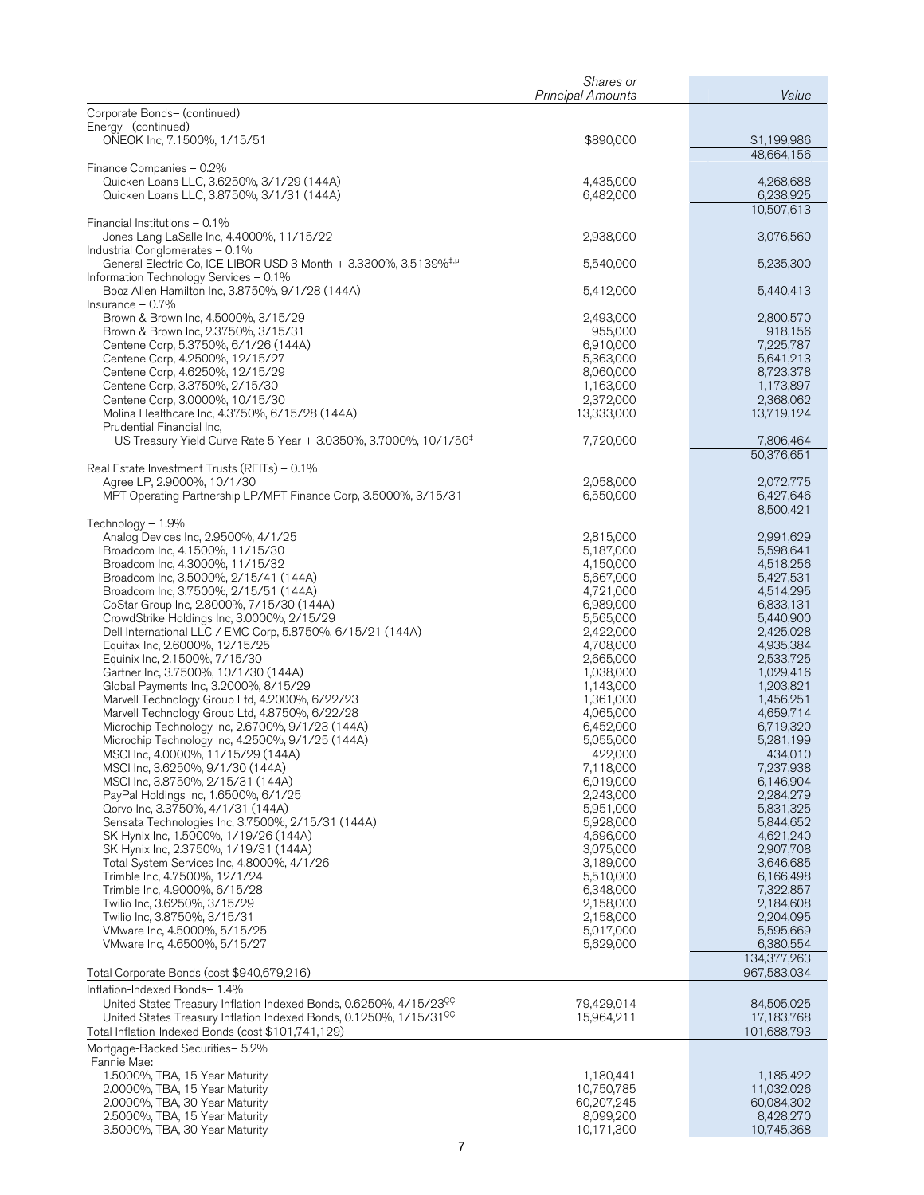| | Shares or Principal Amounts | Value |
|---|---|---|
| Corporate Bonds– (continued) | | |
| Energy– (continued) | | |
| ONEOK Inc, 7.1500%, 1/15/51 | $890,000 | $1,199,986 |
| | | 48,664,156 |
| Finance Companies – 0.2% | | |
| Quicken Loans LLC, 3.6250%, 3/1/29 (144A) | 4,435,000 | 4,268,688 |
| Quicken Loans LLC, 3.8750%, 3/1/31 (144A) | 6,482,000 | 6,238,925 |
| | | 10,507,613 |
| Financial Institutions – 0.1% | | |
| Jones Lang LaSalle Inc, 4.4000%, 11/15/22 | 2,938,000 | 3,076,560 |
| Industrial Conglomerates – 0.1% | | |
| General Electric Co, ICE LIBOR USD 3 Month + 3.3300%, 3.5139%[‡,µ] | 5,540,000 | 5,235,300 |
| Information Technology Services – 0.1% | | |
| Booz Allen Hamilton Inc, 3.8750%, 9/1/28 (144A) | 5,412,000 | 5,440,413 |
| Insurance – 0.7% | | |
| Brown & Brown Inc, 4.5000%, 3/15/29 | 2,493,000 | 2,800,570 |
| Brown & Brown Inc, 2.3750%, 3/15/31 | 955,000 | 918,156 |
| Centene Corp, 5.3750%, 6/1/26 (144A) | 6,910,000 | 7,225,787 |
| Centene Corp, 4.2500%, 12/15/27 | 5,363,000 | 5,641,213 |
| Centene Corp, 4.6250%, 12/15/29 | 8,060,000 | 8,723,378 |
| Centene Corp, 3.3750%, 2/15/30 | 1,163,000 | 1,173,897 |
| Centene Corp, 3.0000%, 10/15/30 | 2,372,000 | 2,368,062 |
| Molina Healthcare Inc, 4.3750%, 6/15/28 (144A) | 13,333,000 | 13,719,124 |
| Prudential Financial Inc, | | |
| US Treasury Yield Curve Rate 5 Year + 3.0350%, 3.7000%, 10/1/50[‡] | 7,720,000 | 7,806,464 |
| | | 50,376,651 |
| Real Estate Investment Trusts (REITs) – 0.1% | | |
| Agree LP, 2.9000%, 10/1/30 | 2,058,000 | 2,072,775 |
| MPT Operating Partnership LP/MPT Finance Corp, 3.5000%, 3/15/31 | 6,550,000 | 6,427,646 |
| | | 8,500,421 |
| Technology – 1.9% | | |
| Analog Devices Inc, 2.9500%, 4/1/25 | 2,815,000 | 2,991,629 |
| Broadcom Inc, 4.1500%, 11/15/30 | 5,187,000 | 5,598,641 |
| Broadcom Inc, 4.3000%, 11/15/32 | 4,150,000 | 4,518,256 |
| Broadcom Inc, 3.5000%, 2/15/41 (144A) | 5,667,000 | 5,427,531 |
| Broadcom Inc, 3.7500%, 2/15/51 (144A) | 4,721,000 | 4,514,295 |
| CoStar Group Inc, 2.8000%, 7/15/30 (144A) | 6,989,000 | 6,833,131 |
| CrowdStrike Holdings Inc, 3.0000%, 2/15/29 | 5,565,000 | 5,440,900 |
| Dell International LLC / EMC Corp, 5.8750%, 6/15/21 (144A) | 2,422,000 | 2,425,028 |
| Equifax Inc, 2.6000%, 12/15/25 | 4,708,000 | 4,935,384 |
| Equinix Inc, 2.1500%, 7/15/30 | 2,665,000 | 2,533,725 |
| Gartner Inc, 3.7500%, 10/1/30 (144A) | 1,038,000 | 1,029,416 |
| Global Payments Inc, 3.2000%, 8/15/29 | 1,143,000 | 1,203,821 |
| Marvell Technology Group Ltd, 4.2000%, 6/22/23 | 1,361,000 | 1,456,251 |
| Marvell Technology Group Ltd, 4.8750%, 6/22/28 | 4,065,000 | 4,659,714 |
| Microchip Technology Inc, 2.6700%, 9/1/23 (144A) | 6,452,000 | 6,719,320 |
| Microchip Technology Inc, 4.2500%, 9/1/25 (144A) | 5,055,000 | 5,281,199 |
| MSCI Inc, 4.0000%, 11/15/29 (144A) | 422,000 | 434,010 |
| MSCI Inc, 3.6250%, 9/1/30 (144A) | 7,118,000 | 7,237,938 |
| MSCI Inc, 3.8750%, 2/15/31 (144A) | 6,019,000 | 6,146,904 |
| PayPal Holdings Inc, 1.6500%, 6/1/25 | 2,243,000 | 2,284,279 |
| Qorvo Inc, 3.3750%, 4/1/31 (144A) | 5,951,000 | 5,831,325 |
| Sensata Technologies Inc, 3.7500%, 2/15/31 (144A) | 5,928,000 | 5,844,652 |
| SK Hynix Inc, 1.5000%, 1/19/26 (144A) | 4,696,000 | 4,621,240 |
| SK Hynix Inc, 2.3750%, 1/19/31 (144A) | 3,075,000 | 2,907,708 |
| Total System Services Inc, 4.8000%, 4/1/26 | 3,189,000 | 3,646,685 |
| Trimble Inc, 4.7500%, 12/1/24 | 5,510,000 | 6,166,498 |
| Trimble Inc, 4.9000%, 6/15/28 | 6,348,000 | 7,322,857 |
| Twilio Inc, 3.6250%, 3/15/29 | 2,158,000 | 2,184,608 |
| Twilio Inc, 3.8750%, 3/15/31 | 2,158,000 | 2,204,095 |
| VMware Inc, 4.5000%, 5/15/25 | 5,017,000 | 5,595,669 |
| VMware Inc, 4.6500%, 5/15/27 | 5,629,000 | 6,380,554 |
| | | 134,377,263 |
| Total Corporate Bonds (cost $940,679,216) | | 967,583,034 |
| Inflation-Indexed Bonds– 1.4% | | |
| United States Treasury Inflation Indexed Bonds, 0.6250%, 4/15/23[ÇÇ] | 79,429,014 | 84,505,025 |
| United States Treasury Inflation Indexed Bonds, 0.1250%, 1/15/31[ÇÇ] | 15,964,211 | 17,183,768 |
| Total Inflation-Indexed Bonds (cost $101,741,129) | | 101,688,793 |
| Mortgage-Backed Securities– 5.2% | | |
| Fannie Mae: | | |
| 1.5000%, TBA, 15 Year Maturity | 1,180,441 | 1,185,422 |
| 2.0000%, TBA, 15 Year Maturity | 10,750,785 | 11,032,026 |
| 2.0000%, TBA, 30 Year Maturity | 60,207,245 | 60,084,302 |
| 2.5000%, TBA, 15 Year Maturity | 8,099,200 | 8,428,270 |
| 3.5000%, TBA, 30 Year Maturity | 10,171,300 | 10,745,368 |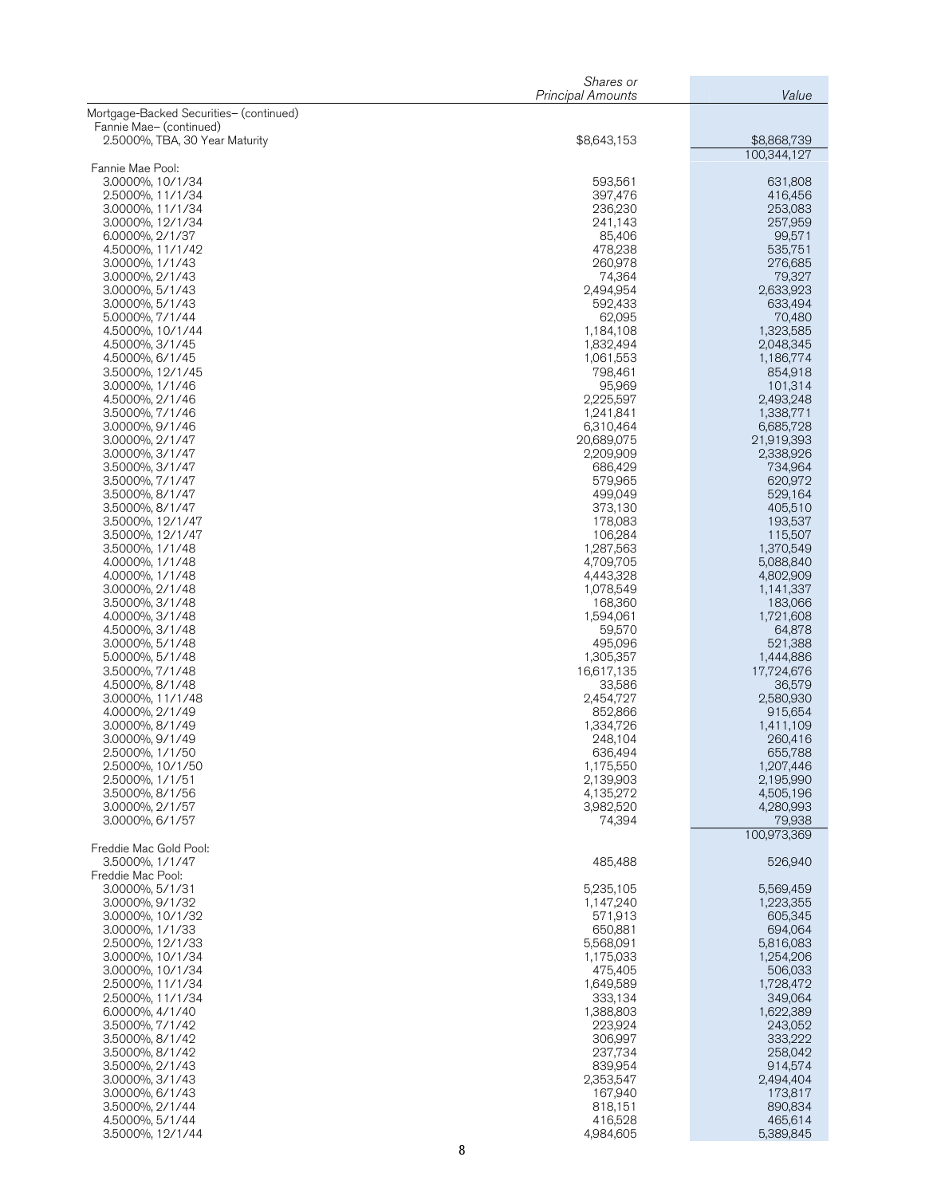| | Shares or Principal Amounts | Value |
|---|---|---|
| Mortgage-Backed Securities– (continued) | | |
| Fannie Mae– (continued) | | |
| 2.5000%, TBA, 30 Year Maturity | $8,643,153 | $8,868,739 |
| | | 100,344,127 |
| Fannie Mae Pool: | | |
| 3.0000%, 10/1/34 | 593,561 | 631,808 |
| 2.5000%, 11/1/34 | 397,476 | 416,456 |
| 3.0000%, 11/1/34 | 236,230 | 253,083 |
| 3.0000%, 12/1/34 | 241,143 | 257,959 |
| 6.0000%, 2/1/37 | 85,406 | 99,571 |
| 4.5000%, 11/1/42 | 478,238 | 535,751 |
| 3.0000%, 1/1/43 | 260,978 | 276,685 |
| 3.0000%, 2/1/43 | 74,364 | 79,327 |
| 3.0000%, 5/1/43 | 2,494,954 | 2,633,923 |
| 3.0000%, 5/1/43 | 592,433 | 633,494 |
| 5.0000%, 7/1/44 | 62,095 | 70,480 |
| 4.5000%, 10/1/44 | 1,184,108 | 1,323,585 |
| 4.5000%, 3/1/45 | 1,832,494 | 2,048,345 |
| 4.5000%, 6/1/45 | 1,061,553 | 1,186,774 |
| 3.5000%, 12/1/45 | 798,461 | 854,918 |
| 3.0000%, 1/1/46 | 95,969 | 101,314 |
| 4.5000%, 2/1/46 | 2,225,597 | 2,493,248 |
| 3.5000%, 7/1/46 | 1,241,841 | 1,338,771 |
| 3.0000%, 9/1/46 | 6,310,464 | 6,685,728 |
| 3.0000%, 2/1/47 | 20,689,075 | 21,919,393 |
| 3.0000%, 3/1/47 | 2,209,909 | 2,338,926 |
| 3.5000%, 3/1/47 | 686,429 | 734,964 |
| 3.5000%, 7/1/47 | 579,965 | 620,972 |
| 3.5000%, 8/1/47 | 499,049 | 529,164 |
| 3.5000%, 8/1/47 | 373,130 | 405,510 |
| 3.5000%, 12/1/47 | 178,083 | 193,537 |
| 3.5000%, 12/1/47 | 106,284 | 115,507 |
| 3.5000%, 1/1/48 | 1,287,563 | 1,370,549 |
| 4.0000%, 1/1/48 | 4,709,705 | 5,088,840 |
| 4.0000%, 1/1/48 | 4,443,328 | 4,802,909 |
| 3.0000%, 2/1/48 | 1,078,549 | 1,141,337 |
| 3.5000%, 3/1/48 | 168,360 | 183,066 |
| 4.0000%, 3/1/48 | 1,594,061 | 1,721,608 |
| 4.5000%, 3/1/48 | 59,570 | 64,878 |
| 3.0000%, 5/1/48 | 495,096 | 521,388 |
| 5.0000%, 5/1/48 | 1,305,357 | 1,444,886 |
| 3.5000%, 7/1/48 | 16,617,135 | 17,724,676 |
| 4.5000%, 8/1/48 | 33,586 | 36,579 |
| 3.0000%, 11/1/48 | 2,454,727 | 2,580,930 |
| 4.0000%, 2/1/49 | 852,866 | 915,654 |
| 3.0000%, 8/1/49 | 1,334,726 | 1,411,109 |
| 3.0000%, 9/1/49 | 248,104 | 260,416 |
| 2.5000%, 1/1/50 | 636,494 | 655,788 |
| 2.5000%, 10/1/50 | 1,175,550 | 1,207,446 |
| 2.5000%, 1/1/51 | 2,139,903 | 2,195,990 |
| 3.5000%, 8/1/56 | 4,135,272 | 4,505,196 |
| 3.0000%, 2/1/57 | 3,982,520 | 4,280,993 |
| 3.0000%, 6/1/57 | 74,394 | 79,938 |
| | | 100,973,369 |
| Freddie Mac Gold Pool: | | |
| 3.5000%, 1/1/47 | 485,488 | 526,940 |
| Freddie Mac Pool: | | |
| 3.0000%, 5/1/31 | 5,235,105 | 5,569,459 |
| 3.0000%, 9/1/32 | 1,147,240 | 1,223,355 |
| 3.0000%, 10/1/32 | 571,913 | 605,345 |
| 3.0000%, 1/1/33 | 650,881 | 694,064 |
| 2.5000%, 12/1/33 | 5,568,091 | 5,816,083 |
| 3.0000%, 10/1/34 | 1,175,033 | 1,254,206 |
| 3.0000%, 10/1/34 | 475,405 | 506,033 |
| 2.5000%, 11/1/34 | 1,649,589 | 1,728,472 |
| 2.5000%, 11/1/34 | 333,134 | 349,064 |
| 6.0000%, 4/1/40 | 1,388,803 | 1,622,389 |
| 3.5000%, 7/1/42 | 223,924 | 243,052 |
| 3.5000%, 8/1/42 | 306,997 | 333,222 |
| 3.5000%, 8/1/42 | 237,734 | 258,042 |
| 3.5000%, 2/1/43 | 839,954 | 914,574 |
| 3.0000%, 3/1/43 | 2,353,547 | 2,494,404 |
| 3.0000%, 6/1/43 | 167,940 | 173,817 |
| 3.5000%, 2/1/44 | 818,151 | 890,834 |
| 4.5000%, 5/1/44 | 416,528 | 465,614 |
| 3.5000%, 12/1/44 | 4,984,605 | 5,389,845 |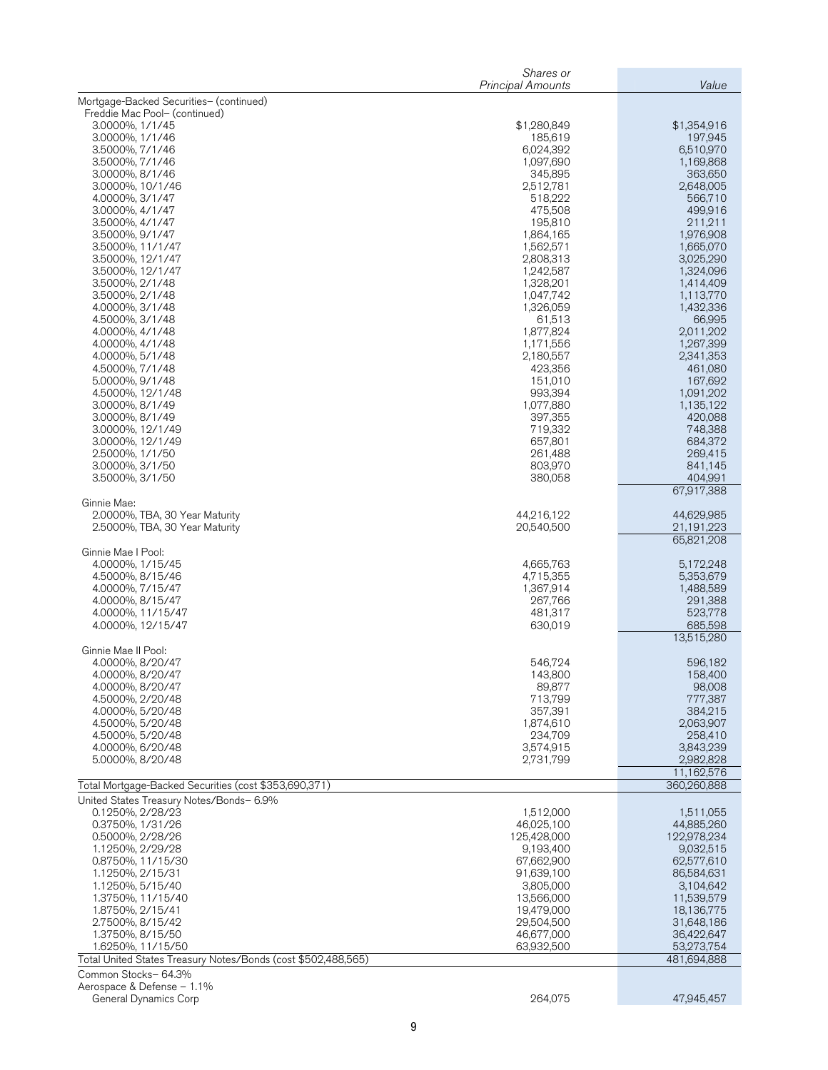| | Shares or Principal Amounts | Value |
|---|---|---|
| Mortgage-Backed Securities– (continued) | | |
| Freddie Mac Pool– (continued) | | |
| 3.0000%, 1/1/45 | $1,280,849 | $1,354,916 |
| 3.0000%, 1/1/46 | 185,619 | 197,945 |
| 3.5000%, 7/1/46 | 6,024,392 | 6,510,970 |
| 3.5000%, 7/1/46 | 1,097,690 | 1,169,868 |
| 3.0000%, 8/1/46 | 345,895 | 363,650 |
| 3.0000%, 10/1/46 | 2,512,781 | 2,648,005 |
| 4.0000%, 3/1/47 | 518,222 | 566,710 |
| 3.0000%, 4/1/47 | 475,508 | 499,916 |
| 3.5000%, 4/1/47 | 195,810 | 211,211 |
| 3.5000%, 9/1/47 | 1,864,165 | 1,976,908 |
| 3.5000%, 11/1/47 | 1,562,571 | 1,665,070 |
| 3.5000%, 12/1/47 | 2,808,313 | 3,025,290 |
| 3.5000%, 12/1/47 | 1,242,587 | 1,324,096 |
| 3.5000%, 2/1/48 | 1,328,201 | 1,414,409 |
| 3.5000%, 2/1/48 | 1,047,742 | 1,113,770 |
| 4.0000%, 3/1/48 | 1,326,059 | 1,432,336 |
| 4.5000%, 3/1/48 | 61,513 | 66,995 |
| 4.0000%, 4/1/48 | 1,877,824 | 2,011,202 |
| 4.0000%, 4/1/48 | 1,171,556 | 1,267,399 |
| 4.0000%, 5/1/48 | 2,180,557 | 2,341,353 |
| 4.5000%, 7/1/48 | 423,356 | 461,080 |
| 5.0000%, 9/1/48 | 151,010 | 167,692 |
| 4.5000%, 12/1/48 | 993,394 | 1,091,202 |
| 3.0000%, 8/1/49 | 1,077,880 | 1,135,122 |
| 3.0000%, 8/1/49 | 397,355 | 420,088 |
| 3.0000%, 12/1/49 | 719,332 | 748,388 |
| 3.0000%, 12/1/49 | 657,801 | 684,372 |
| 2.5000%, 1/1/50 | 261,488 | 269,415 |
| 3.0000%, 3/1/50 | 803,970 | 841,145 |
| 3.5000%, 3/1/50 | 380,058 | 404,991 |
| | | 67,917,388 |
| Ginnie Mae: | | |
| 2.0000%, TBA, 30 Year Maturity | 44,216,122 | 44,629,985 |
| 2.5000%, TBA, 30 Year Maturity | 20,540,500 | 21,191,223 |
| | | 65,821,208 |
| Ginnie Mae I Pool: | | |
| 4.0000%, 1/15/45 | 4,665,763 | 5,172,248 |
| 4.5000%, 8/15/46 | 4,715,355 | 5,353,679 |
| 4.0000%, 7/15/47 | 1,367,914 | 1,488,589 |
| 4.0000%, 8/15/47 | 267,766 | 291,388 |
| 4.0000%, 11/15/47 | 481,317 | 523,778 |
| 4.0000%, 12/15/47 | 630,019 | 685,598 |
| | | 13,515,280 |
| Ginnie Mae II Pool: | | |
| 4.0000%, 8/20/47 | 546,724 | 596,182 |
| 4.0000%, 8/20/47 | 143,800 | 158,400 |
| 4.0000%, 8/20/47 | 89,877 | 98,008 |
| 4.5000%, 2/20/48 | 713,799 | 777,387 |
| 4.0000%, 5/20/48 | 357,391 | 384,215 |
| 4.5000%, 5/20/48 | 1,874,610 | 2,063,907 |
| 4.5000%, 5/20/48 | 234,709 | 258,410 |
| 4.0000%, 6/20/48 | 3,574,915 | 3,843,239 |
| 5.0000%, 8/20/48 | 2,731,799 | 2,982,828 |
| | | 11,162,576 |
| Total Mortgage-Backed Securities (cost $353,690,371) | | 360,260,888 |
| United States Treasury Notes/Bonds– 6.9% | | |
| 0.1250%, 2/28/23 | 1,512,000 | 1,511,055 |
| 0.3750%, 1/31/26 | 46,025,100 | 44,885,260 |
| 0.5000%, 2/28/26 | 125,428,000 | 122,978,234 |
| 1.1250%, 2/29/28 | 9,193,400 | 9,032,515 |
| 0.8750%, 11/15/30 | 67,662,900 | 62,577,610 |
| 1.1250%, 2/15/31 | 91,639,100 | 86,584,631 |
| 1.1250%, 5/15/40 | 3,805,000 | 3,104,642 |
| 1.3750%, 11/15/40 | 13,566,000 | 11,539,579 |
| 1.8750%, 2/15/41 | 19,479,000 | 18,136,775 |
| 2.7500%, 8/15/42 | 29,504,500 | 31,648,186 |
| 1.3750%, 8/15/50 | 46,677,000 | 36,422,647 |
| 1.6250%, 11/15/50 | 63,932,500 | 53,273,754 |
| Total United States Treasury Notes/Bonds (cost $502,488,565) | | 481,694,888 |
| Common Stocks– 64.3% | | |
| Aerospace & Defense – 1.1% | | |
| General Dynamics Corp | 264,075 | 47,945,457 |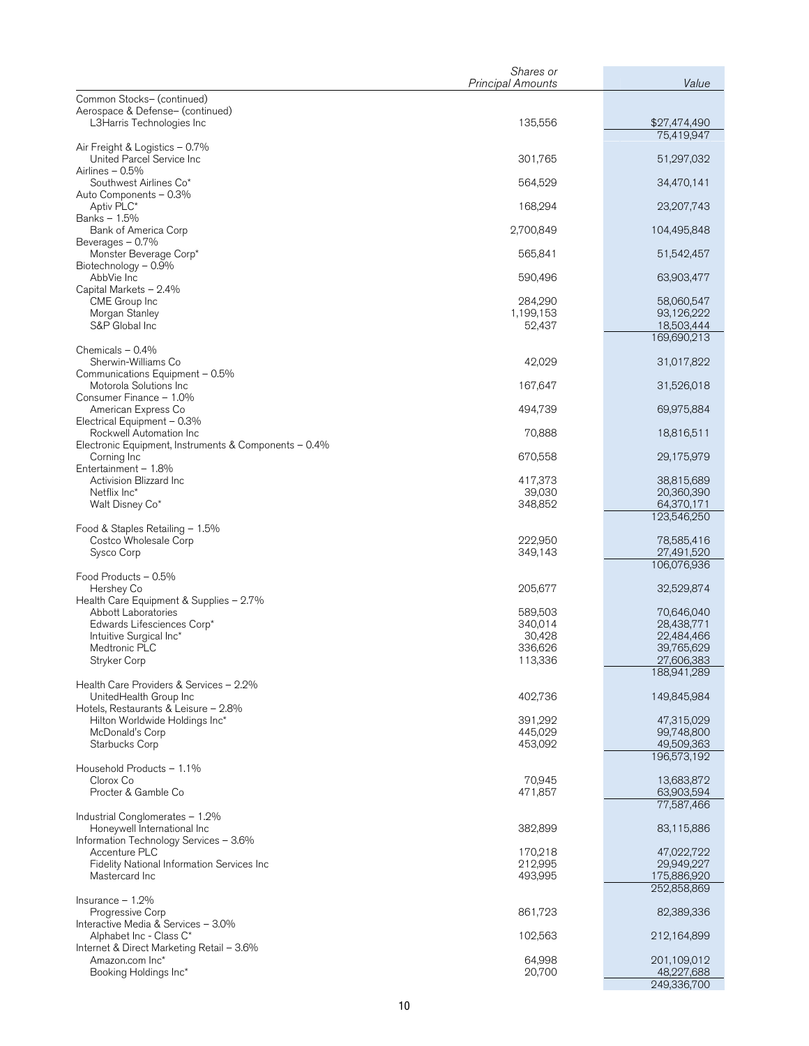| | Shares or Principal Amounts | Value |
|---|---|---|
| Common Stocks– (continued) | | |
| Aerospace & Defense– (continued) | | |
| L3Harris Technologies Inc | 135,556 | $27,474,490 |
| | | 75,419,947 |
| Air Freight & Logistics – 0.7% | | |
| United Parcel Service Inc | 301,765 | 51,297,032 |
| Airlines – 0.5% | | |
| Southwest Airlines Co* | 564,529 | 34,470,141 |
| Auto Components – 0.3% | | |
| Aptiv PLC* | 168,294 | 23,207,743 |
| Banks – 1.5% | | |
| Bank of America Corp | 2,700,849 | 104,495,848 |
| Beverages – 0.7% | | |
| Monster Beverage Corp* | 565,841 | 51,542,457 |
| Biotechnology – 0.9% | | |
| AbbVie Inc | 590,496 | 63,903,477 |
| Capital Markets – 2.4% | | |
| CME Group Inc | 284,290 | 58,060,547 |
| Morgan Stanley | 1,199,153 | 93,126,222 |
| S&P Global Inc | 52,437 | 18,503,444 |
| | | 169,690,213 |
| Chemicals – 0.4% | | |
| Sherwin-Williams Co | 42,029 | 31,017,822 |
| Communications Equipment – 0.5% | | |
| Motorola Solutions Inc | 167,647 | 31,526,018 |
| Consumer Finance – 1.0% | | |
| American Express Co | 494,739 | 69,975,884 |
| Electrical Equipment – 0.3% | | |
| Rockwell Automation Inc | 70,888 | 18,816,511 |
| Electronic Equipment, Instruments & Components – 0.4% | | |
| Corning Inc | 670,558 | 29,175,979 |
| Entertainment – 1.8% | | |
| Activision Blizzard Inc | 417,373 | 38,815,689 |
| Netflix Inc* | 39,030 | 20,360,390 |
| Walt Disney Co* | 348,852 | 64,370,171 |
| | | 123,546,250 |
| Food & Staples Retailing – 1.5% | | |
| Costco Wholesale Corp | 222,950 | 78,585,416 |
| Sysco Corp | 349,143 | 27,491,520 |
| | | 106,076,936 |
| Food Products – 0.5% | | |
| Hershey Co | 205,677 | 32,529,874 |
| Health Care Equipment & Supplies – 2.7% | | |
| Abbott Laboratories | 589,503 | 70,646,040 |
| Edwards Lifesciences Corp* | 340,014 | 28,438,771 |
| Intuitive Surgical Inc* | 30,428 | 22,484,466 |
| Medtronic PLC | 336,626 | 39,765,629 |
| Stryker Corp | 113,336 | 27,606,383 |
| | | 188,941,289 |
| Health Care Providers & Services – 2.2% | | |
| UnitedHealth Group Inc | 402,736 | 149,845,984 |
| Hotels, Restaurants & Leisure – 2.8% | | |
| Hilton Worldwide Holdings Inc* | 391,292 | 47,315,029 |
| McDonald's Corp | 445,029 | 99,748,800 |
| Starbucks Corp | 453,092 | 49,509,363 |
| | | 196,573,192 |
| Household Products – 1.1% | | |
| Clorox Co | 70,945 | 13,683,872 |
| Procter & Gamble Co | 471,857 | 63,903,594 |
| | | 77,587,466 |
| Industrial Conglomerates – 1.2% | | |
| Honeywell International Inc | 382,899 | 83,115,886 |
| Information Technology Services – 3.6% | | |
| Accenture PLC | 170,218 | 47,022,722 |
| Fidelity National Information Services Inc | 212,995 | 29,949,227 |
| Mastercard Inc | 493,995 | 175,886,920 |
| | | 252,858,869 |
| Insurance – 1.2% | | |
| Progressive Corp | 861,723 | 82,389,336 |
| Interactive Media & Services – 3.0% | | |
| Alphabet Inc - Class C* | 102,563 | 212,164,899 |
| Internet & Direct Marketing Retail – 3.6% | | |
| Amazon.com Inc* | 64,998 | 201,109,012 |
| Booking Holdings Inc* | 20,700 | 48,227,688 |
| | | 249,336,700 |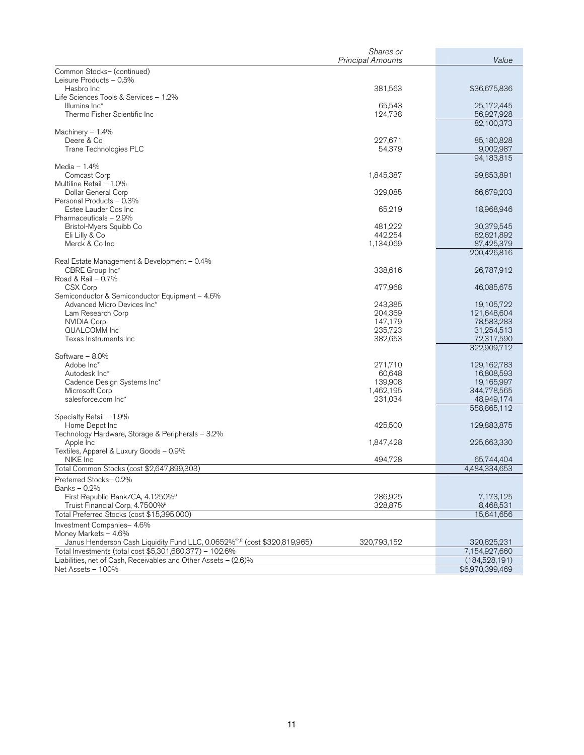| | Shares or Principal Amounts | Value |
|---|---|---|
| Common Stocks– (continued) | | |
| Leisure Products – 0.5% | | |
| Hasbro Inc | 381,563 | $36,675,836 |
| Life Sciences Tools & Services – 1.2% | | |
| Illumina Inc* | 65,543 | 25,172,445 |
| Thermo Fisher Scientific Inc | 124,738 | 56,927,928 |
| | | 82,100,373 |
| Machinery – 1.4% | | |
| Deere & Co | 227,671 | 85,180,828 |
| Trane Technologies PLC | 54,379 | 9,002,987 |
| | | 94,183,815 |
| Media – 1.4% | | |
| Comcast Corp | 1,845,387 | 99,853,891 |
| Multiline Retail – 1.0% | | |
| Dollar General Corp | 329,085 | 66,679,203 |
| Personal Products – 0.3% | | |
| Estee Lauder Cos Inc | 65,219 | 18,968,946 |
| Pharmaceuticals – 2.9% | | |
| Bristol-Myers Squibb Co | 481,222 | 30,379,545 |
| Eli Lilly & Co | 442,254 | 82,621,892 |
| Merck & Co Inc | 1,134,069 | 87,425,379 |
| | | 200,426,816 |
| Real Estate Management & Development – 0.4% | | |
| CBRE Group Inc* | 338,616 | 26,787,912 |
| Road & Rail – 0.7% | | |
| CSX Corp | 477,968 | 46,085,675 |
| Semiconductor & Semiconductor Equipment – 4.6% | | |
| Advanced Micro Devices Inc* | 243,385 | 19,105,722 |
| Lam Research Corp | 204,369 | 121,648,604 |
| NVIDIA Corp | 147,179 | 78,583,283 |
| QUALCOMM Inc | 235,723 | 31,254,513 |
| Texas Instruments Inc | 382,653 | 72,317,590 |
| | | 322,909,712 |
| Software – 8.0% | | |
| Adobe Inc* | 271,710 | 129,162,783 |
| Autodesk Inc* | 60,648 | 16,808,593 |
| Cadence Design Systems Inc* | 139,908 | 19,165,997 |
| Microsoft Corp | 1,462,195 | 344,778,565 |
| salesforce.com Inc* | 231,034 | 48,949,174 |
| | | 558,865,112 |
| Specialty Retail – 1.9% | | |
| Home Depot Inc | 425,500 | 129,883,875 |
| Technology Hardware, Storage & Peripherals – 3.2% | | |
| Apple Inc | 1,847,428 | 225,663,330 |
| Textiles, Apparel & Luxury Goods – 0.9% | | |
| NIKE Inc | 494,728 | 65,744,404 |
| Total Common Stocks (cost $2,647,899,303) | | 4,484,334,653 |
| Preferred Stocks– 0.2% | | |
| Banks – 0.2% | | |
| First Republic Bank/CA, 4.1250%µ | 286,925 | 7,173,125 |
| Truist Financial Corp, 4.7500%µ | 328,875 | 8,468,531 |
| Total Preferred Stocks (cost $15,395,000) | | 15,641,656 |
| Investment Companies– 4.6% | | |
| Money Markets – 4.6% | | |
| Janus Henderson Cash Liquidity Fund LLC, 0.0652%∞,£ (cost $320,819,965) | 320,793,152 | 320,825,231 |
| Total Investments (total cost $5,301,680,377) – 102.6% | | 7,154,927,660 |
| Liabilities, net of Cash, Receivables and Other Assets – (2.6)% | | (184,528,191) |
| Net Assets – 100% | | $6,970,399,469 |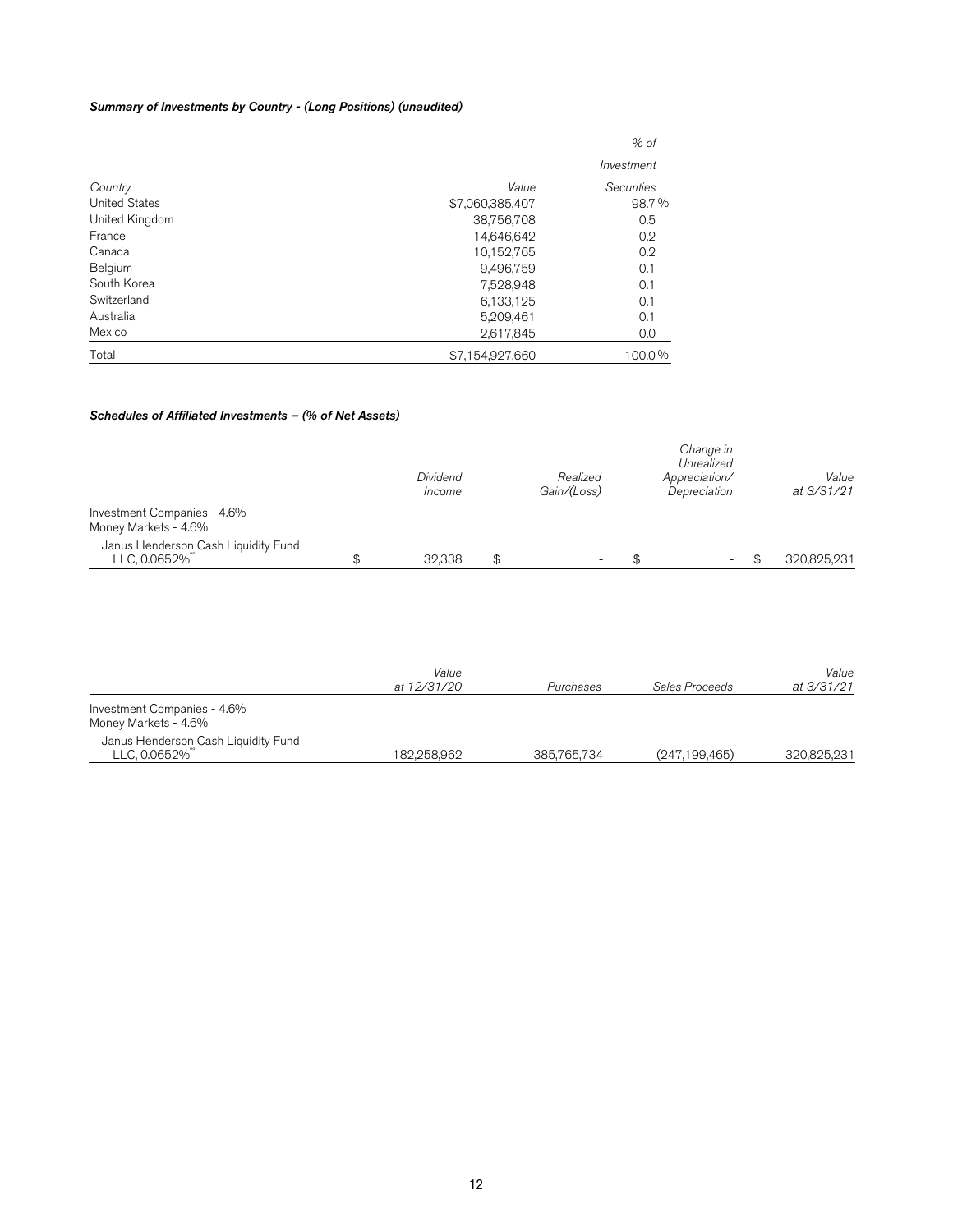***Summary of Investments by Country - (Long Positions) (unaudited)***

| *Country* | *Value* | *% of Investment Securities* |
|---|---|---|
| United States | $7,060,385,407 | 98.7% |
| United Kingdom | 38,756,708 | 0.5 |
| France | 14,646,642 | 0.2 |
| Canada | 10,152,765 | 0.2 |
| Belgium | 9,496,759 | 0.1 |
| South Korea | 7,528,948 | 0.1 |
| Switzerland | 6,133,125 | 0.1 |
| Australia | 5,209,461 | 0.1 |
| Mexico | 2,617,845 | 0.0 |
| Total | $7,154,927,660 | 100.0% |

***Schedules of Affiliated Investments – (% of Net Assets)***

| | *Dividend Income* | *Realized Gain/(Loss)* | *Change in Unrealized Appreciation/ Depreciation* | *Value at 3/31/21* |
|---|---|---|---|---|
| Investment Companies - 4.6% | | | | |
| Money Markets - 4.6% | | | | |
| Janus Henderson Cash Liquidity Fund LLC, 0.0652%ºº | $ 32,338 | $ - | $ - | $ 320,825,231 |

| | *Value at 12/31/20* | *Purchases* | *Sales Proceeds* | *Value at 3/31/21* |
|---|---|---|---|---|
| Investment Companies - 4.6% | | | | |
| Money Markets - 4.6% | | | | |
| Janus Henderson Cash Liquidity Fund LLC, 0.0652%ºº | 182,258,962 | 385,765,734 | (247,199,465) | 320,825,231 |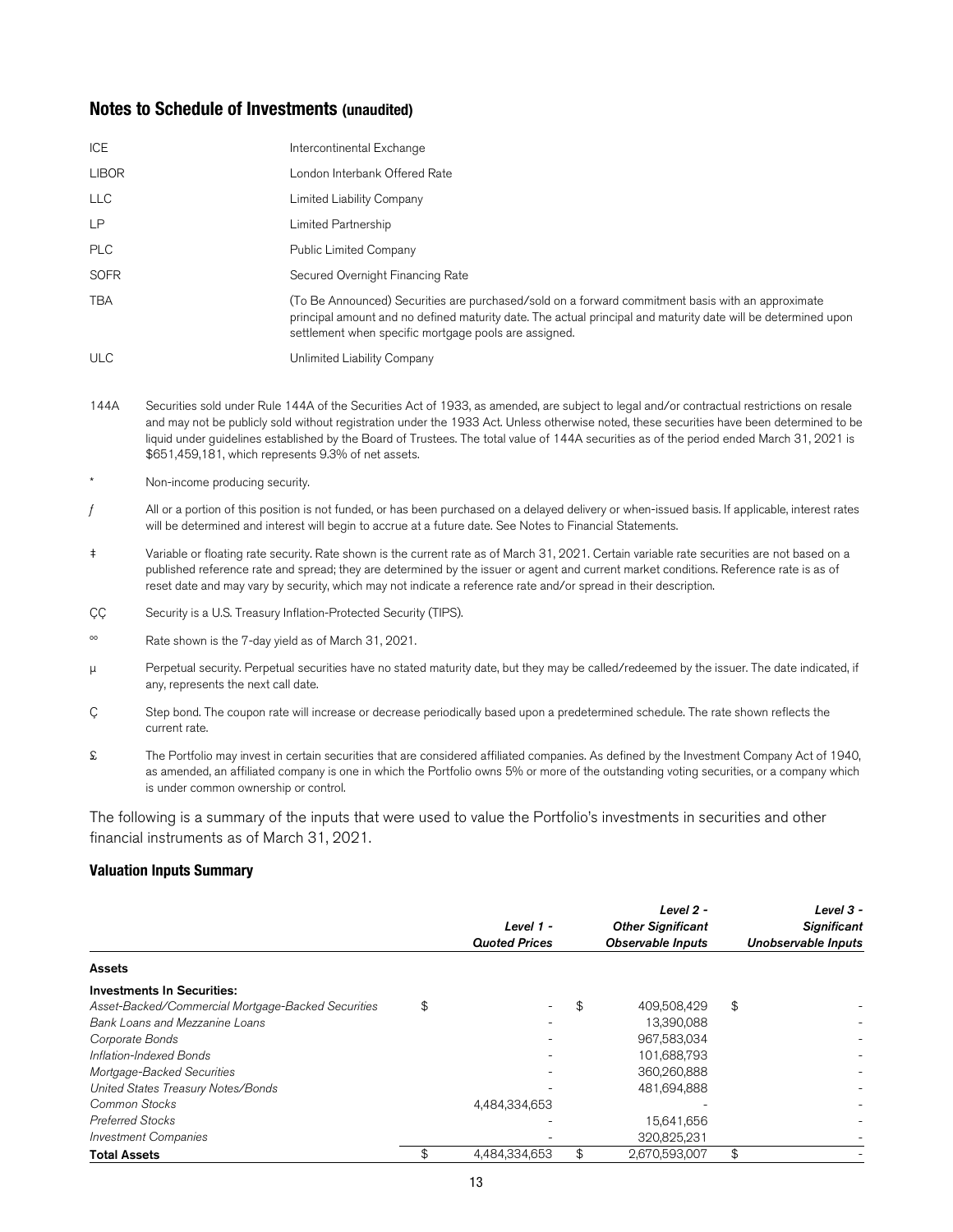## Notes to Schedule of Investments (unaudited)

| | |
|---|---|
| ICE | Intercontinental Exchange |
| LIBOR | London Interbank Offered Rate |
| LLC | Limited Liability Company |
| LP | Limited Partnership |
| PLC | Public Limited Company |
| SOFR | Secured Overnight Financing Rate |
| TBA | (To Be Announced) Securities are purchased/sold on a forward commitment basis with an approximate principal amount and no defined maturity date. The actual principal and maturity date will be determined upon settlement when specific mortgage pools are assigned. |
| ULC | Unlimited Liability Company |

144A Securities sold under Rule 144A of the Securities Act of 1933, as amended, are subject to legal and/or contractual restrictions on resale and may not be publicly sold without registration under the 1933 Act. Unless otherwise noted, these securities have been determined to be liquid under guidelines established by the Board of Trustees. The total value of 144A securities as of the period ended March 31, 2021 is $651,459,181, which represents 9.3% of net assets.

\* Non-income producing security.

ƒ All or a portion of this position is not funded, or has been purchased on a delayed delivery or when-issued basis. If applicable, interest rates will be determined and interest will begin to accrue at a future date. See Notes to Financial Statements.

‡ Variable or floating rate security. Rate shown is the current rate as of March 31, 2021. Certain variable rate securities are not based on a published reference rate and spread; they are determined by the issuer or agent and current market conditions. Reference rate is as of reset date and may vary by security, which may not indicate a reference rate and/or spread in their description.

ÇÇ Security is a U.S. Treasury Inflation-Protected Security (TIPS).

∞ Rate shown is the 7-day yield as of March 31, 2021.

µ Perpetual security. Perpetual securities have no stated maturity date, but they may be called/redeemed by the issuer. The date indicated, if any, represents the next call date.

Ç Step bond. The coupon rate will increase or decrease periodically based upon a predetermined schedule. The rate shown reflects the current rate.

£ The Portfolio may invest in certain securities that are considered affiliated companies. As defined by the Investment Company Act of 1940, as amended, an affiliated company is one in which the Portfolio owns 5% or more of the outstanding voting securities, or a company which is under common ownership or control.

The following is a summary of the inputs that were used to value the Portfolio's investments in securities and other financial instruments as of March 31, 2021.

### Valuation Inputs Summary

| | *Level 1 - Quoted Prices* | *Level 2 - Other Significant Observable Inputs* | *Level 3 - Significant Unobservable Inputs* |
|---|---|---|---|
| **Assets** | | | |
| **Investments In Securities:** | | | |
| *Asset-Backed/Commercial Mortgage-Backed Securities* | $ - | $ 409,508,429 | $ - |
| *Bank Loans and Mezzanine Loans* | - | 13,390,088 | - |
| *Corporate Bonds* | - | 967,583,034 | - |
| *Inflation-Indexed Bonds* | - | 101,688,793 | - |
| *Mortgage-Backed Securities* | - | 360,260,888 | - |
| *United States Treasury Notes/Bonds* | - | 481,694,888 | - |
| *Common Stocks* | 4,484,334,653 | - | - |
| *Preferred Stocks* | - | 15,641,656 | - |
| *Investment Companies* | - | 320,825,231 | - |
| **Total Assets** | $ 4,484,334,653 | $ 2,670,593,007 | $ - |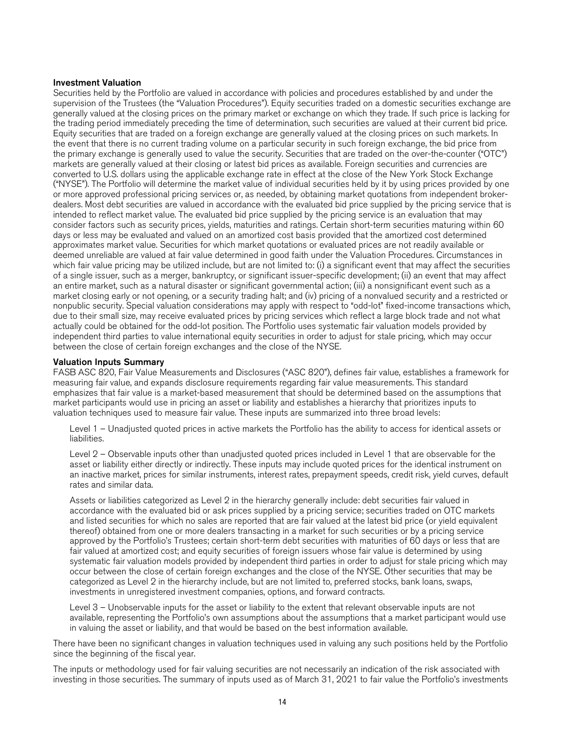### Investment Valuation

Securities held by the Portfolio are valued in accordance with policies and procedures established by and under the supervision of the Trustees (the "Valuation Procedures"). Equity securities traded on a domestic securities exchange are generally valued at the closing prices on the primary market or exchange on which they trade. If such price is lacking for the trading period immediately preceding the time of determination, such securities are valued at their current bid price. Equity securities that are traded on a foreign exchange are generally valued at the closing prices on such markets. In the event that there is no current trading volume on a particular security in such foreign exchange, the bid price from the primary exchange is generally used to value the security. Securities that are traded on the over-the-counter ("OTC") markets are generally valued at their closing or latest bid prices as available. Foreign securities and currencies are converted to U.S. dollars using the applicable exchange rate in effect at the close of the New York Stock Exchange ("NYSE"). The Portfolio will determine the market value of individual securities held by it by using prices provided by one or more approved professional pricing services or, as needed, by obtaining market quotations from independent broker-dealers. Most debt securities are valued in accordance with the evaluated bid price supplied by the pricing service that is intended to reflect market value. The evaluated bid price supplied by the pricing service is an evaluation that may consider factors such as security prices, yields, maturities and ratings. Certain short-term securities maturing within 60 days or less may be evaluated and valued on an amortized cost basis provided that the amortized cost determined approximates market value. Securities for which market quotations or evaluated prices are not readily available or deemed unreliable are valued at fair value determined in good faith under the Valuation Procedures. Circumstances in which fair value pricing may be utilized include, but are not limited to: (i) a significant event that may affect the securities of a single issuer, such as a merger, bankruptcy, or significant issuer-specific development; (ii) an event that may affect an entire market, such as a natural disaster or significant governmental action; (iii) a nonsignificant event such as a market closing early or not opening, or a security trading halt; and (iv) pricing of a nonvalued security and a restricted or nonpublic security. Special valuation considerations may apply with respect to "odd-lot" fixed-income transactions which, due to their small size, may receive evaluated prices by pricing services which reflect a large block trade and not what actually could be obtained for the odd-lot position. The Portfolio uses systematic fair valuation models provided by independent third parties to value international equity securities in order to adjust for stale pricing, which may occur between the close of certain foreign exchanges and the close of the NYSE.

### Valuation Inputs Summary

FASB ASC 820, Fair Value Measurements and Disclosures ("ASC 820"), defines fair value, establishes a framework for measuring fair value, and expands disclosure requirements regarding fair value measurements. This standard emphasizes that fair value is a market-based measurement that should be determined based on the assumptions that market participants would use in pricing an asset or liability and establishes a hierarchy that prioritizes inputs to valuation techniques used to measure fair value. These inputs are summarized into three broad levels:

Level 1 – Unadjusted quoted prices in active markets the Portfolio has the ability to access for identical assets or liabilities.

Level 2 – Observable inputs other than unadjusted quoted prices included in Level 1 that are observable for the asset or liability either directly or indirectly. These inputs may include quoted prices for the identical instrument on an inactive market, prices for similar instruments, interest rates, prepayment speeds, credit risk, yield curves, default rates and similar data.

Assets or liabilities categorized as Level 2 in the hierarchy generally include: debt securities fair valued in accordance with the evaluated bid or ask prices supplied by a pricing service; securities traded on OTC markets and listed securities for which no sales are reported that are fair valued at the latest bid price (or yield equivalent thereof) obtained from one or more dealers transacting in a market for such securities or by a pricing service approved by the Portfolio's Trustees; certain short-term debt securities with maturities of 60 days or less that are fair valued at amortized cost; and equity securities of foreign issuers whose fair value is determined by using systematic fair valuation models provided by independent third parties in order to adjust for stale pricing which may occur between the close of certain foreign exchanges and the close of the NYSE. Other securities that may be categorized as Level 2 in the hierarchy include, but are not limited to, preferred stocks, bank loans, swaps, investments in unregistered investment companies, options, and forward contracts.

Level 3 – Unobservable inputs for the asset or liability to the extent that relevant observable inputs are not available, representing the Portfolio's own assumptions about the assumptions that a market participant would use in valuing the asset or liability, and that would be based on the best information available.

There have been no significant changes in valuation techniques used in valuing any such positions held by the Portfolio since the beginning of the fiscal year.

The inputs or methodology used for fair valuing securities are not necessarily an indication of the risk associated with investing in those securities. The summary of inputs used as of March 31, 2021 to fair value the Portfolio's investments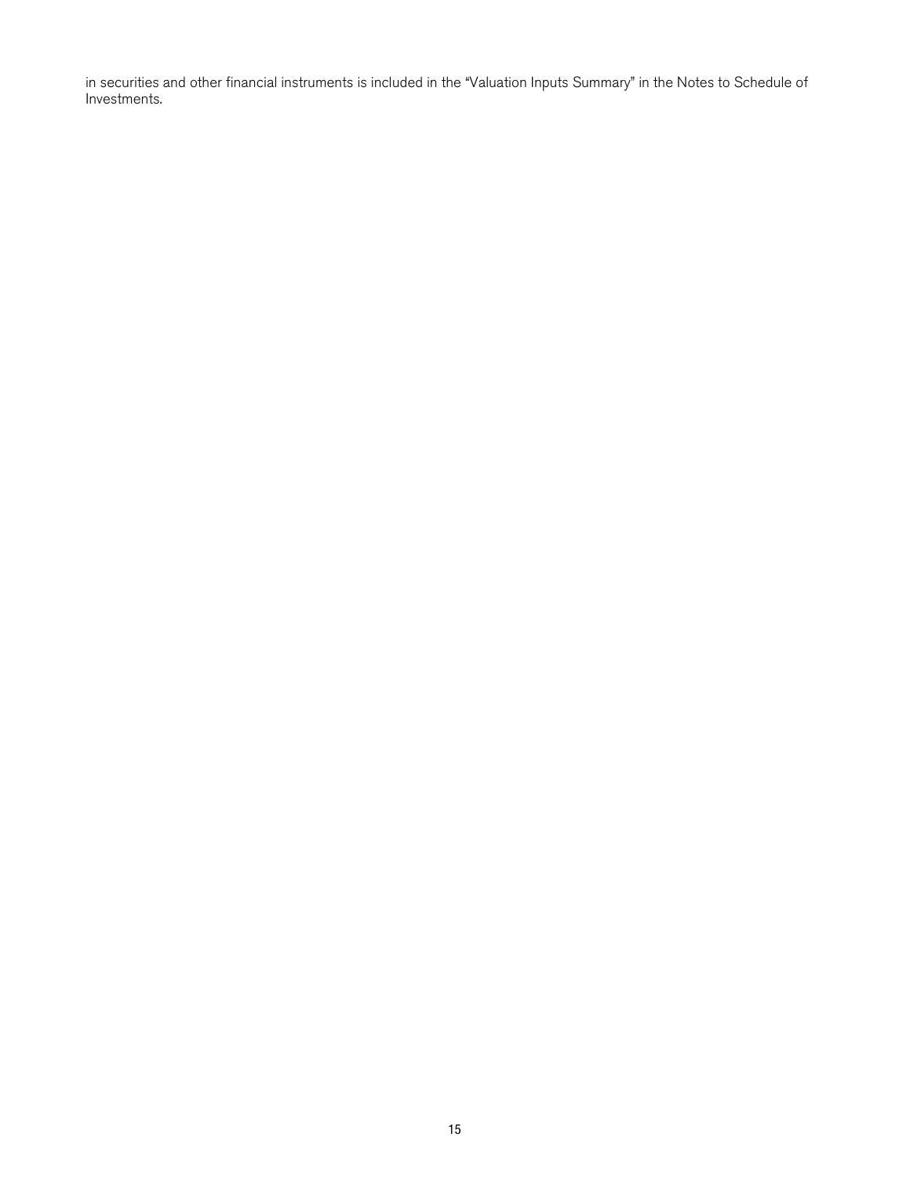in securities and other financial instruments is included in the "Valuation Inputs Summary" in the Notes to Schedule of Investments.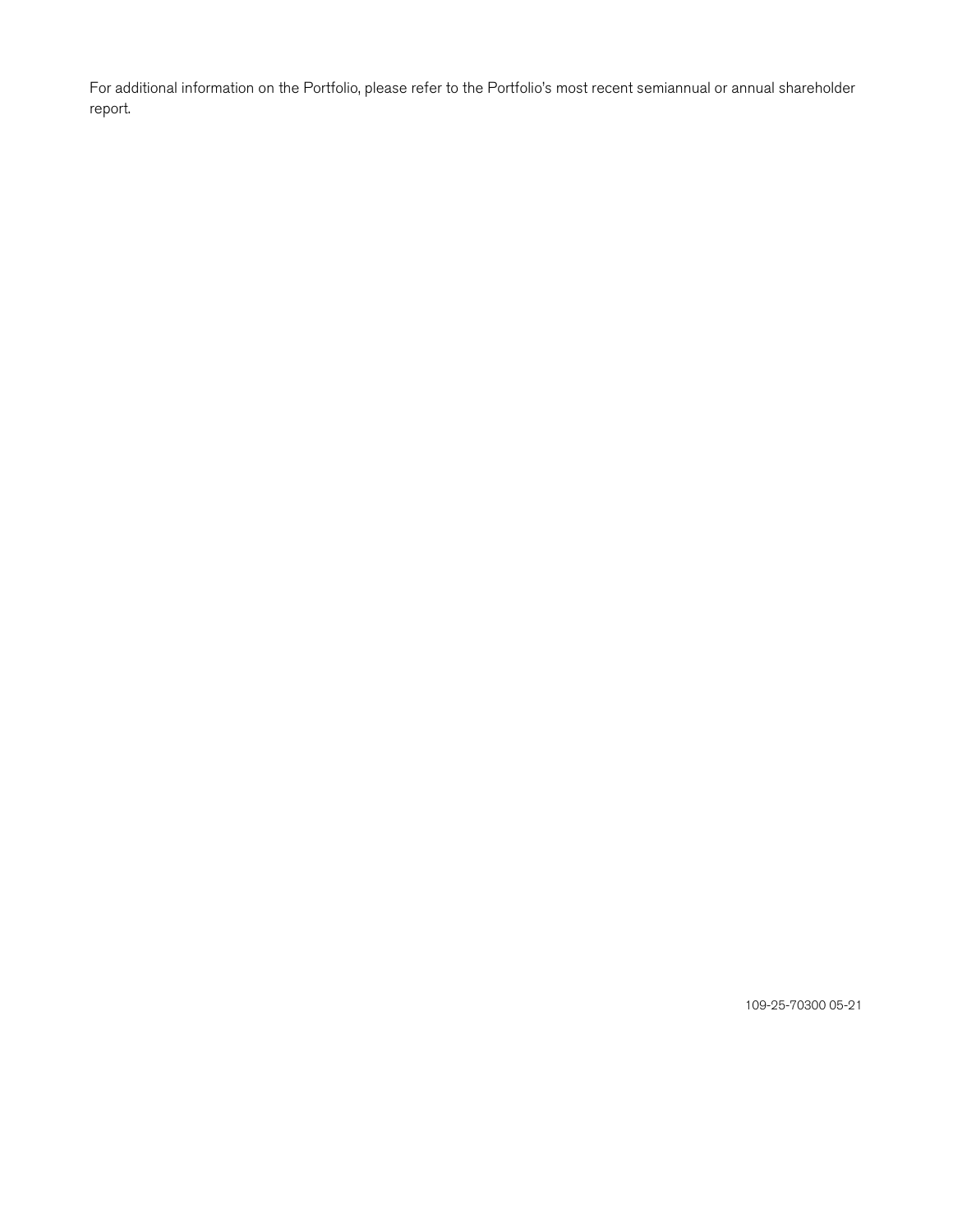For additional information on the Portfolio, please refer to the Portfolio's most recent semiannual or annual shareholder report.

109-25-70300 05-21